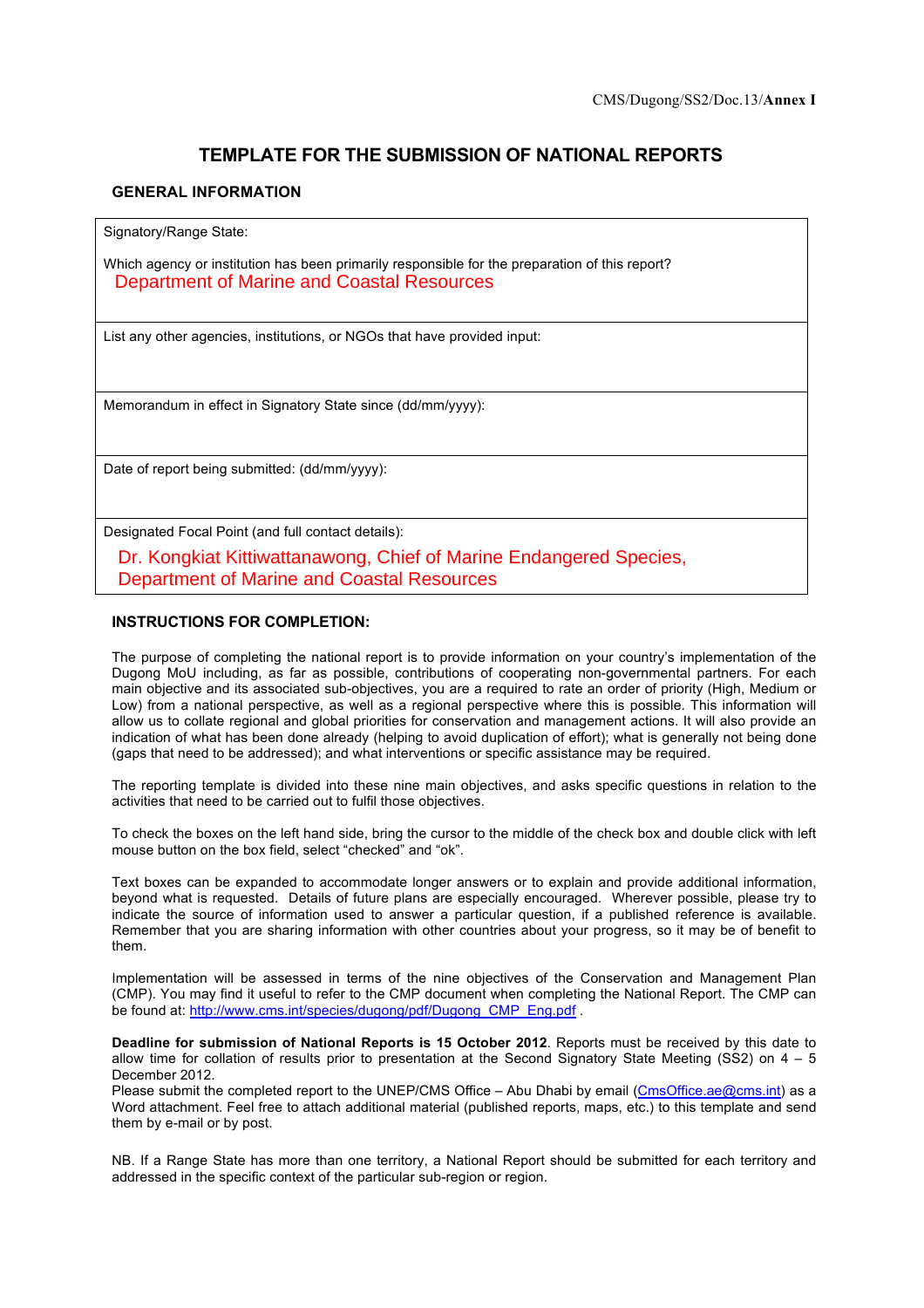CMS/Dugong/SS2/Doc.13/**Annex I**

# TEMPLATE FOR THE SUBMISSION OF NATIONAL REPORTS

## GENERAL INFORMATION

| |
|---|
| Signatory/Range State:<br><br>Which agency or institution has been primarily responsible for the preparation of this report?<br>Department of Marine and Coastal Resources |
| List any other agencies, institutions, or NGOs that have provided input: |
| Memorandum in effect in Signatory State since (dd/mm/yyyy): |
| Date of report being submitted: (dd/mm/yyyy): |
| Designated Focal Point (and full contact details):<br>Dr. Kongkiat Kittiwattanawong, Chief of Marine Endangered Species, Department of Marine and Coastal Resources |

## INSTRUCTIONS FOR COMPLETION:

The purpose of completing the national report is to provide information on your country's implementation of the Dugong MoU including, as far as possible, contributions of cooperating non-governmental partners. For each main objective and its associated sub-objectives, you are a required to rate an order of priority (High, Medium or Low) from a national perspective, as well as a regional perspective where this is possible. This information will allow us to collate regional and global priorities for conservation and management actions. It will also provide an indication of what has been done already (helping to avoid duplication of effort); what is generally not being done (gaps that need to be addressed); and what interventions or specific assistance may be required.

The reporting template is divided into these nine main objectives, and asks specific questions in relation to the activities that need to be carried out to fulfil those objectives.

To check the boxes on the left hand side, bring the cursor to the middle of the check box and double click with left mouse button on the box field, select "checked" and "ok".

Text boxes can be expanded to accommodate longer answers or to explain and provide additional information, beyond what is requested. Details of future plans are especially encouraged. Wherever possible, please try to indicate the source of information used to answer a particular question, if a published reference is available. Remember that you are sharing information with other countries about your progress, so it may be of benefit to them.

Implementation will be assessed in terms of the nine objectives of the Conservation and Management Plan (CMP). You may find it useful to refer to the CMP document when completing the National Report. The CMP can be found at: http://www.cms.int/species/dugong/pdf/Dugong_CMP_Eng.pdf .

**Deadline for submission of National Reports is 15 October 2012**. Reports must be received by this date to allow time for collation of results prior to presentation at the Second Signatory State Meeting (SS2) on 4 – 5 December 2012.
Please submit the completed report to the UNEP/CMS Office – Abu Dhabi by email (CmsOffice.ae@cms.int) as a Word attachment. Feel free to attach additional material (published reports, maps, etc.) to this template and send them by e-mail or by post.

NB. If a Range State has more than one territory, a National Report should be submitted for each territory and addressed in the specific context of the particular sub-region or region.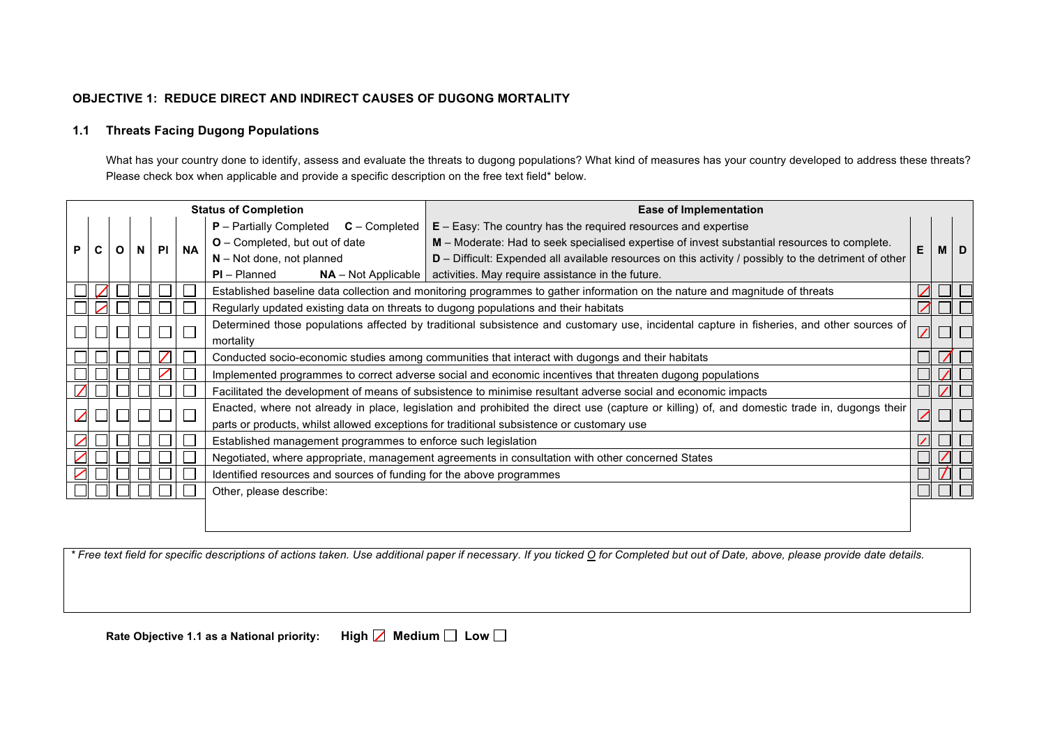**OBJECTIVE 1: REDUCE DIRECT AND INDIRECT CAUSES OF DUGONG MORTALITY**

**1.1 Threats Facing Dugong Populations**

What has your country done to identify, assess and evaluate the threats to dugong populations? What kind of measures has your country developed to address these threats? Please check box when applicable and provide a specific description on the free text field* below.

**Status of Completion:** **P** – Partially Completed; **C** – Completed; **O** – Completed, but out of date; **N** – Not done, not planned; **PI** – Planned; **NA** – Not Applicable

**Ease of Implementation:** **E** – Easy: The country has the required resources and expertise; **M** – Moderate: Had to seek specialised expertise of invest substantial resources to complete; **D** – Difficult: Expended all available resources on this activity / possibly to the detriment of other activities. May require assistance in the future.

| P | C | O | N | PI | NA | Activity | E | M | D |
|---|---|---|---|---|---|---|---|---|---|
| ☐ | ☒ | ☐ | ☐ | ☐ | ☐ | Established baseline data collection and monitoring programmes to gather information on the nature and magnitude of threats | ☒ | ☐ | ☐ |
| ☐ | ☒ | ☐ | ☐ | ☐ | ☐ | Regularly updated existing data on threats to dugong populations and their habitats | ☒ | ☐ | ☐ |
| ☐ | ☐ | ☐ | ☐ | ☐ | ☐ | Determined those populations affected by traditional subsistence and customary use, incidental capture in fisheries, and other sources of mortality | ☒ | ☐ | ☐ |
| ☐ | ☐ | ☐ | ☐ | ☒ | ☐ | Conducted socio-economic studies among communities that interact with dugongs and their habitats | ☐ | ☒ | ☐ |
| ☐ | ☐ | ☐ | ☐ | ☒ | ☐ | Implemented programmes to correct adverse social and economic incentives that threaten dugong populations | ☐ | ☒ | ☐ |
| ☒ | ☐ | ☐ | ☐ | ☐ | ☐ | Facilitated the development of means of subsistence to minimise resultant adverse social and economic impacts | ☐ | ☒ | ☐ |
| ☒ | ☐ | ☐ | ☐ | ☐ | ☐ | Enacted, where not already in place, legislation and prohibited the direct use (capture or killing) of, and domestic trade in, dugongs their parts or products, whilst allowed exceptions for traditional subsistence or customary use | ☒ | ☐ | ☐ |
| ☒ | ☐ | ☐ | ☐ | ☐ | ☐ | Established management programmes to enforce such legislation | ☒ | ☐ | ☐ |
| ☒ | ☐ | ☐ | ☐ | ☐ | ☐ | Negotiated, where appropriate, management agreements in consultation with other concerned States | ☐ | ☒ | ☐ |
| ☒ | ☐ | ☐ | ☐ | ☐ | ☐ | Identified resources and sources of funding for the above programmes | ☐ | ☒ | ☐ |
| ☐ | ☐ | ☐ | ☐ | ☐ | ☐ | Other, please describe: | ☐ | ☐ | ☐ |

*\* Free text field for specific descriptions of actions taken. Use additional paper if necessary. If you ticked O for Completed but out of Date, above, please provide date details.*

**Rate Objective 1.1 as a National priority:** **High** ☒ **Medium** ☐ **Low** ☐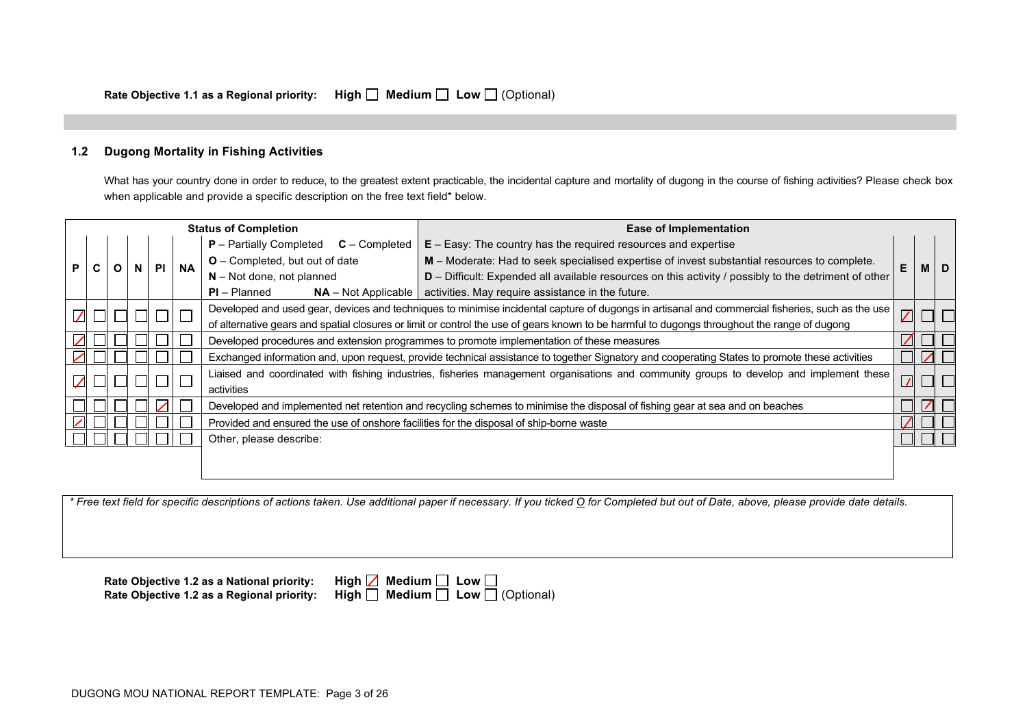Rate Objective 1.1 as a Regional priority: High ☐ Medium ☐ Low ☐ (Optional)

### 1.2 Dugong Mortality in Fishing Activities

What has your country done in order to reduce, to the greatest extent practicable, the incidental capture and mortality of dugong in the course of fishing activities? Please check box when applicable and provide a specific description on the free text field* below.

| P | C | O | N | PI | NA | Status of Completion / Ease of Implementation | E | M | D |
|---|---|---|---|---|---|---|---|---|---|
| | | | | | | **Status of Completion:** **P** – Partially Completed **C** – Completed **O** – Completed, but out of date **N** – Not done, not planned **PI** – Planned **NA** – Not Applicable<br>**Ease of Implementation:** **E** – Easy: The country has the required resources and expertise **M** – Moderate: Had to seek specialised expertise of invest substantial resources to complete. **D** – Difficult: Expended all available resources on this activity / possibly to the detriment of other activities. May require assistance in the future. | | | |
| ☑ | ☐ | ☐ | ☐ | ☐ | ☐ | Developed and used gear, devices and techniques to minimise incidental capture of dugongs in artisanal and commercial fisheries, such as the use of alternative gears and spatial closures or limit or control the use of gears known to be harmful to dugongs throughout the range of dugong | ☑ | ☐ | ☐ |
| ☑ | ☐ | ☐ | ☐ | ☐ | ☐ | Developed procedures and extension programmes to promote implementation of these measures | ☑ | ☐ | ☐ |
| ☑ | ☐ | ☐ | ☐ | ☐ | ☐ | Exchanged information and, upon request, provide technical assistance to together Signatory and cooperating States to promote these activities | ☐ | ☑ | ☐ |
| ☑ | ☐ | ☐ | ☐ | ☐ | ☐ | Liaised and coordinated with fishing industries, fisheries management organisations and community groups to develop and implement these activities | ☑ | ☐ | ☐ |
| ☐ | ☐ | ☐ | ☐ | ☑ | ☐ | Developed and implemented net retention and recycling schemes to minimise the disposal of fishing gear at sea and on beaches | ☐ | ☑ | ☐ |
| ☑ | ☐ | ☐ | ☐ | ☐ | ☐ | Provided and ensured the use of onshore facilities for the disposal of ship-borne waste | ☑ | ☐ | ☐ |
| ☐ | ☐ | ☐ | ☐ | ☐ | ☐ | Other, please describe: | ☐ | ☐ | ☐ |

*\* Free text field for specific descriptions of actions taken. Use additional paper if necessary. If you ticked O for Completed but out of Date, above, please provide date details.*

Rate Objective 1.2 as a National priority: High ☑ Medium ☐ Low ☐
Rate Objective 1.2 as a Regional priority: High ☐ Medium ☐ Low ☐ (Optional)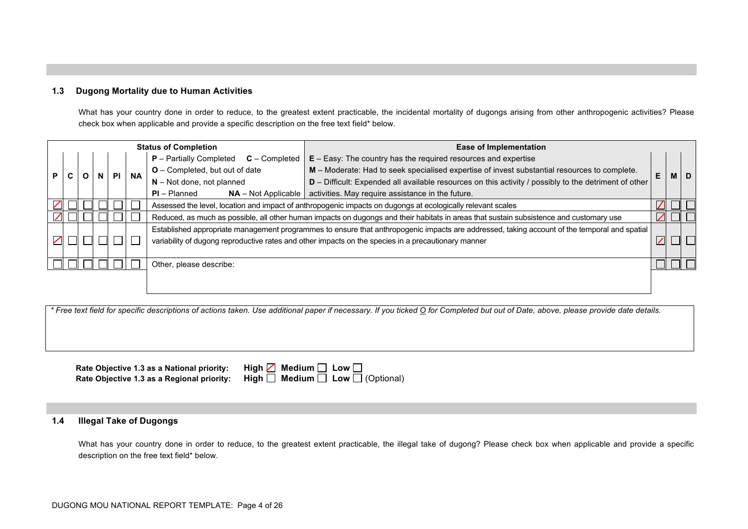## 1.3 Dugong Mortality due to Human Activities

What has your country done in order to reduce, to the greatest extent practicable, the incidental mortality of dugongs arising from other anthropogenic activities? Please check box when applicable and provide a specific description on the free text field* below.

| P | C | O | N | PI | NA | Status of Completion / Ease of Implementation | E | M | D |
|---|---|---|---|---|---|---|---|---|---|
| | | | | | | **Status of Completion:** **P** – Partially Completed; **C** – Completed; **O** – Completed, but out of date; **N** – Not done, not planned; **PI** – Planned; **NA** – Not Applicable. **Ease of Implementation:** **E** – Easy: The country has the required resources and expertise; **M** – Moderate: Had to seek specialised expertise of invest substantial resources to complete. **D** – Difficult: Expended all available resources on this activity / possibly to the detriment of other activities. May require assistance in the future. | | | |
| ☑ | ☐ | ☐ | ☐ | ☐ | ☐ | Assessed the level, location and impact of anthropogenic impacts on dugongs at ecologically relevant scales | ☑ | ☐ | ☐ |
| ☑ | ☐ | ☐ | ☐ | ☐ | ☐ | Reduced, as much as possible, all other human impacts on dugongs and their habitats in areas that sustain subsistence and customary use | ☑ | ☐ | ☐ |
| ☑ | ☐ | ☐ | ☐ | ☐ | ☐ | Established appropriate management programmes to ensure that anthropogenic impacts are addressed, taking account of the temporal and spatial variability of dugong reproductive rates and other impacts on the species in a precautionary manner | ☑ | ☐ | ☐ |
| ☐ | ☐ | ☐ | ☐ | ☐ | ☐ | Other, please describe: | ☐ | ☐ | ☐ |

*\* Free text field for specific descriptions of actions taken. Use additional paper if necessary. If you ticked O for Completed but out of Date, above, please provide date details.*

**Rate Objective 1.3 as a National priority:** **High** ☑ **Medium** ☐ **Low** ☐

**Rate Objective 1.3 as a Regional priority:** **High** ☐ **Medium** ☐ **Low** ☐ (Optional)

## 1.4 Illegal Take of Dugongs

What has your country done in order to reduce, to the greatest extent practicable, the illegal take of dugong? Please check box when applicable and provide a specific description on the free text field* below.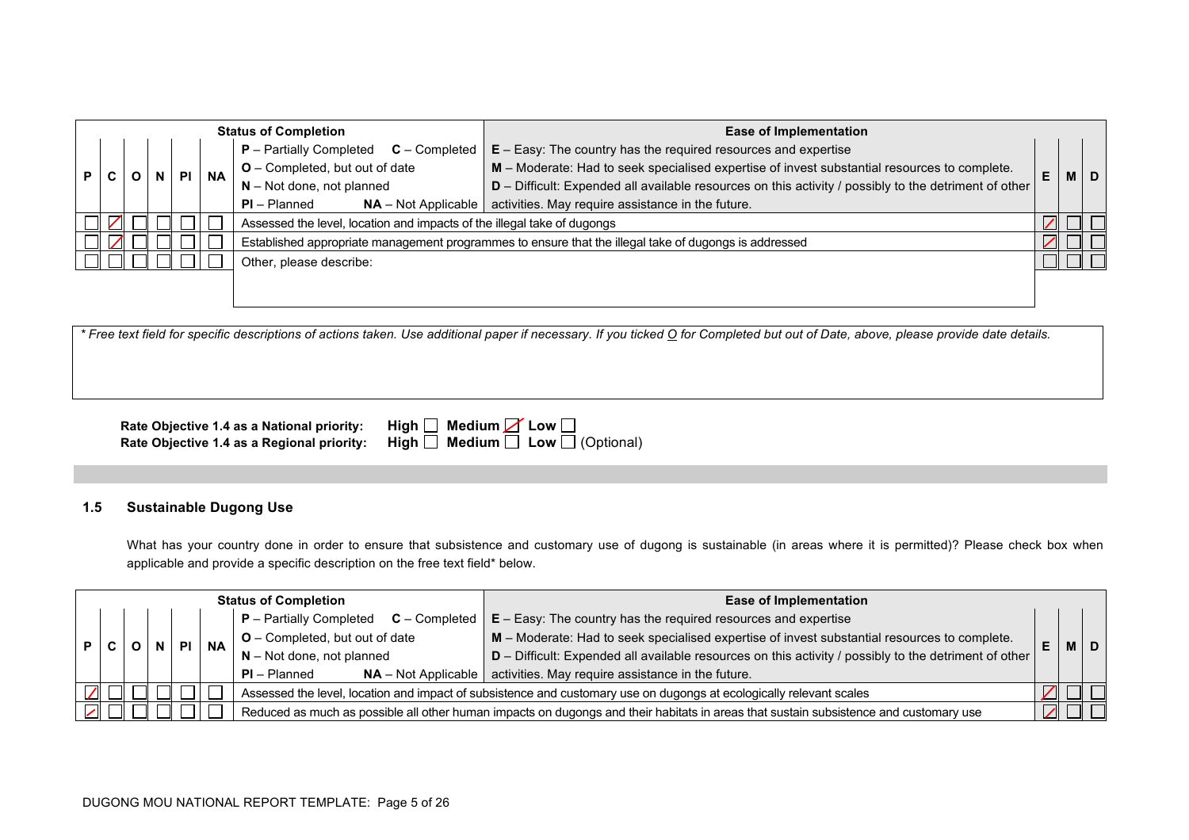| Status of Completion | | | | | | | Ease of Implementation | | | |
|---|---|---|---|---|---|---|---|---|---|---|
| P | C | O | N | PI | NA | **P** – Partially Completed **C** – Completed<br>**O** – Completed, but out of date<br>**N** – Not done, not planned<br>**PI** – Planned **NA** – Not Applicable | **E** – Easy: The country has the required resources and expertise<br>**M** – Moderate: Had to seek specialised expertise of invest substantial resources to complete.<br>**D** – Difficult: Expended all available resources on this activity / possibly to the detriment of other activities. May require assistance in the future. | E | M | D |
| ☐ | ☑ | ☐ | ☐ | ☐ | ☐ | Assessed the level, location and impacts of the illegal take of dugongs | | ☑ | ☐ | ☐ |
| ☐ | ☑ | ☐ | ☐ | ☐ | ☐ | Established appropriate management programmes to ensure that the illegal take of dugongs is addressed | | ☑ | ☐ | ☐ |
| ☐ | ☐ | ☐ | ☐ | ☐ | ☐ | Other, please describe: | | ☐ | ☐ | ☐ |

*\* Free text field for specific descriptions of actions taken. Use additional paper if necessary. If you ticked O for Completed but out of Date, above, please provide date details.*

**Rate Objective 1.4 as a National priority:** **High** ☐ **Medium** ☑ **Low** ☐

**Rate Objective 1.4 as a Regional priority:** **High** ☐ **Medium** ☐ **Low** ☐ (Optional)

### 1.5 Sustainable Dugong Use

What has your country done in order to ensure that subsistence and customary use of dugong is sustainable (in areas where it is permitted)? Please check box when applicable and provide a specific description on the free text field* below.

| Status of Completion | | | | | | | Ease of Implementation | | | |
|---|---|---|---|---|---|---|---|---|---|---|
| P | C | O | N | PI | NA | **P** – Partially Completed **C** – Completed<br>**O** – Completed, but out of date<br>**N** – Not done, not planned<br>**PI** – Planned **NA** – Not Applicable | **E** – Easy: The country has the required resources and expertise<br>**M** – Moderate: Had to seek specialised expertise of invest substantial resources to complete.<br>**D** – Difficult: Expended all available resources on this activity / possibly to the detriment of other activities. May require assistance in the future. | E | M | D |
| ☑ | ☐ | ☐ | ☐ | ☐ | ☐ | Assessed the level, location and impact of subsistence and customary use on dugongs at ecologically relevant scales | | ☑ | ☐ | ☐ |
| ☑ | ☐ | ☐ | ☐ | ☐ | ☐ | Reduced as much as possible all other human impacts on dugongs and their habitats in areas that sustain subsistence and customary use | | ☑ | ☐ | ☐ |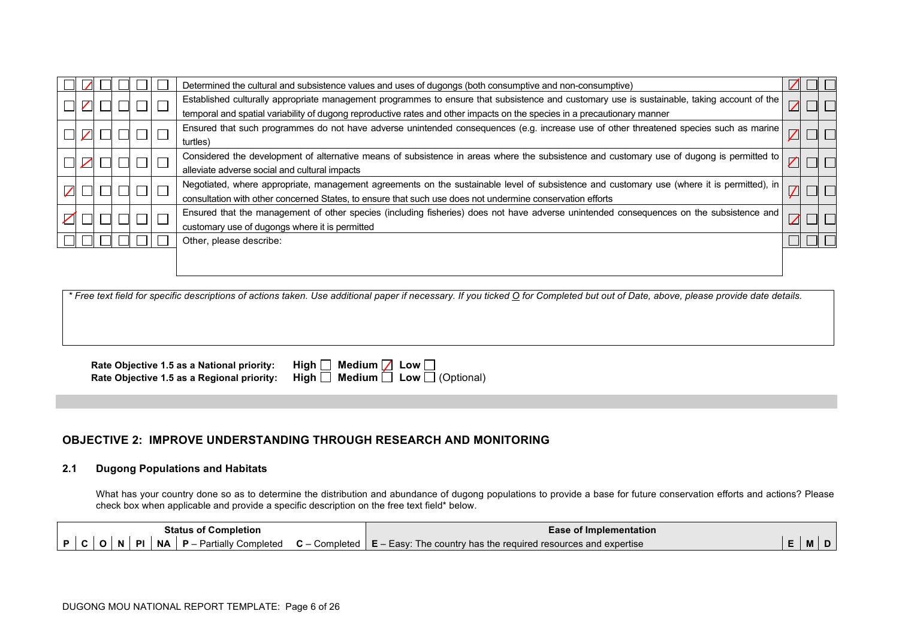| P | C | O | N | PI | NA | Action | E | M | D |
|---|---|---|---|---|---|---|---|---|---|
| ☐ | ☒ | ☐ | ☐ | ☐ | ☐ | Determined the cultural and subsistence values and uses of dugongs (both consumptive and non-consumptive) | ☒ | ☐ | ☐ |
| ☐ | ☒ | ☐ | ☐ | ☐ | ☐ | Established culturally appropriate management programmes to ensure that subsistence and customary use is sustainable, taking account of the temporal and spatial variability of dugong reproductive rates and other impacts on the species in a precautionary manner | ☒ | ☐ | ☐ |
| ☐ | ☒ | ☐ | ☐ | ☐ | ☐ | Ensured that such programmes do not have adverse unintended consequences (e.g. increase use of other threatened species such as marine turtles) | ☒ | ☐ | ☐ |
| ☐ | ☒ | ☐ | ☐ | ☐ | ☐ | Considered the development of alternative means of subsistence in areas where the subsistence and customary use of dugong is permitted to alleviate adverse social and cultural impacts | ☒ | ☐ | ☐ |
| ☒ | ☐ | ☐ | ☐ | ☐ | ☐ | Negotiated, where appropriate, management agreements on the sustainable level of subsistence and customary use (where it is permitted), in consultation with other concerned States, to ensure that such use does not undermine conservation efforts | ☒ | ☐ | ☐ |
| ☒ | ☐ | ☐ | ☐ | ☐ | ☐ | Ensured that the management of other species (including fisheries) does not have adverse unintended consequences on the subsistence and customary use of dugongs where it is permitted | ☒ | ☐ | ☐ |
| ☐ | ☐ | ☐ | ☐ | ☐ | ☐ | Other, please describe: | ☐ | ☐ | ☐ |

*\* Free text field for specific descriptions of actions taken. Use additional paper if necessary. If you ticked O for Completed but out of Date, above, please provide date details.*

**Rate Objective 1.5 as a National priority:** **High** ☐ **Medium** ☒ **Low** ☐
**Rate Objective 1.5 as a Regional priority:** **High** ☐ **Medium** ☐ **Low** ☐ (Optional)

## OBJECTIVE 2: IMPROVE UNDERSTANDING THROUGH RESEARCH AND MONITORING

### 2.1 Dugong Populations and Habitats

What has your country done so as to determine the distribution and abundance of dugong populations to provide a base for future conservation efforts and actions? Please check box when applicable and provide a specific description on the free text field* below.

| Status of Completion | | | | | | | | Ease of Implementation | | | |
|---|---|---|---|---|---|---|---|---|---|---|---|
| **P** | **C** | **O** | **N** | **PI** | **NA** | **P** – Partially Completed | **C** – Completed | **E** – Easy: The country has the required resources and expertise | **E** | **M** | **D** |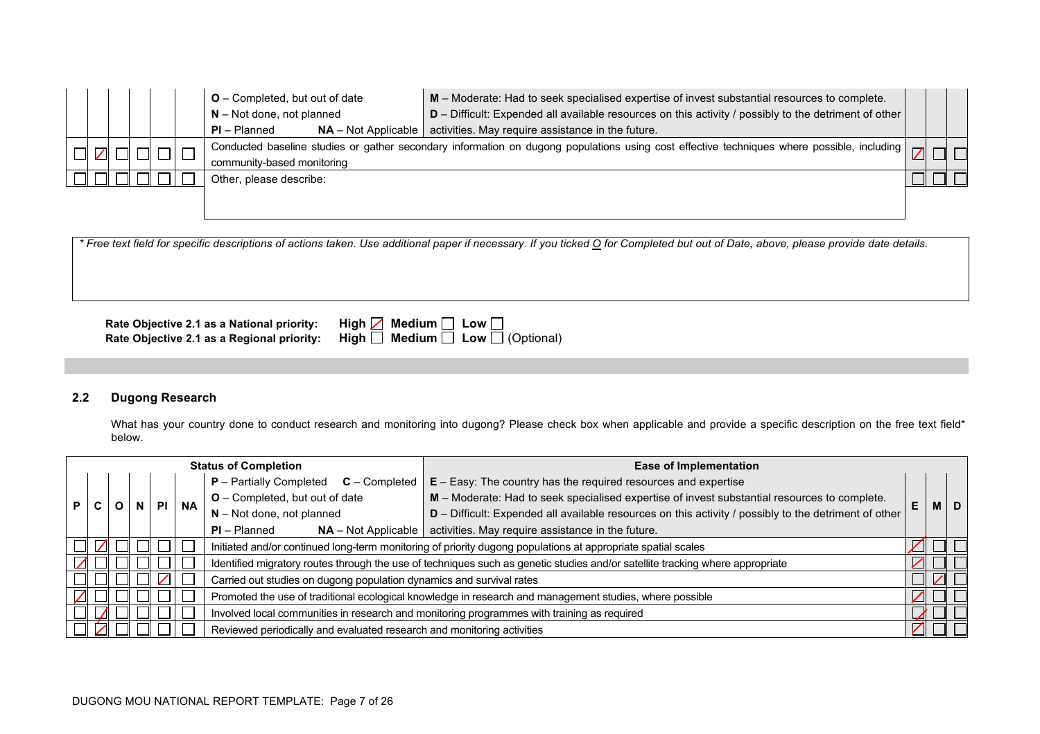| P | C | O | N | PI | NA | Status of Completion | | Ease of Implementation | E | M | D |
|---|---|---|---|---|---|---|---|---|---|---|---|
| | | | | | | **O** – Completed, but out of date | | **M** – Moderate: Had to seek specialised expertise of invest substantial resources to complete. | | | |
| | | | | | | **N** – Not done, not planned | | **D** – Difficult: Expended all available resources on this activity / possibly to the detriment of other | | | |
| | | | | | | **PI** – Planned | **NA** – Not Applicable | activities. May require assistance in the future. | | | |
| ☐ | ☑ | ☐ | ☐ | ☐ | ☐ | Conducted baseline studies or gather secondary information on dugong populations using cost effective techniques where possible, including community-based monitoring | | | ☑ | ☐ | ☐ |
| ☐ | ☐ | ☐ | ☐ | ☐ | ☐ | Other, please describe: | | | ☐ | ☐ | ☐ |

*\* Free text field for specific descriptions of actions taken. Use additional paper if necessary. If you ticked O for Completed but out of Date, above, please provide date details.*

**Rate Objective 2.1 as a National priority:** **High** ☑ **Medium** ☐ **Low** ☐
**Rate Objective 2.1 as a Regional priority:** **High** ☐ **Medium** ☐ **Low** ☐ (Optional)

### 2.2 Dugong Research

What has your country done to conduct research and monitoring into dugong? Please check box when applicable and provide a specific description on the free text field* below.

| P | C | O | N | PI | NA | Status of Completion | | Ease of Implementation | E | M | D |
|---|---|---|---|---|---|---|---|---|---|---|---|
| | | | | | | **P** – Partially Completed | **C** – Completed | **E** – Easy: The country has the required resources and expertise | | | |
| | | | | | | **O** – Completed, but out of date | | **M** – Moderate: Had to seek specialised expertise of invest substantial resources to complete. | | | |
| | | | | | | **N** – Not done, not planned | | **D** – Difficult: Expended all available resources on this activity / possibly to the detriment of other | | | |
| | | | | | | **PI** – Planned | **NA** – Not Applicable | activities. May require assistance in the future. | | | |
| ☐ | ☑ | ☐ | ☐ | ☐ | ☐ | Initiated and/or continued long-term monitoring of priority dugong populations at appropriate spatial scales | | | ☑ | ☐ | ☐ |
| ☑ | ☐ | ☐ | ☐ | ☐ | ☐ | Identified migratory routes through the use of techniques such as genetic studies and/or satellite tracking where appropriate | | | ☑ | ☐ | ☐ |
| ☐ | ☐ | ☐ | ☐ | ☑ | ☐ | Carried out studies on dugong population dynamics and survival rates | | | ☐ | ☑ | ☐ |
| ☑ | ☐ | ☐ | ☐ | ☐ | ☐ | Promoted the use of traditional ecological knowledge in research and management studies, where possible | | | ☑ | ☐ | ☐ |
| ☐ | ☑ | ☐ | ☐ | ☐ | ☐ | Involved local communities in research and monitoring programmes with training as required | | | ☑ | ☐ | ☐ |
| ☐ | ☑ | ☐ | ☐ | ☐ | ☐ | Reviewed periodically and evaluated research and monitoring activities | | | ☑ | ☐ | ☐ |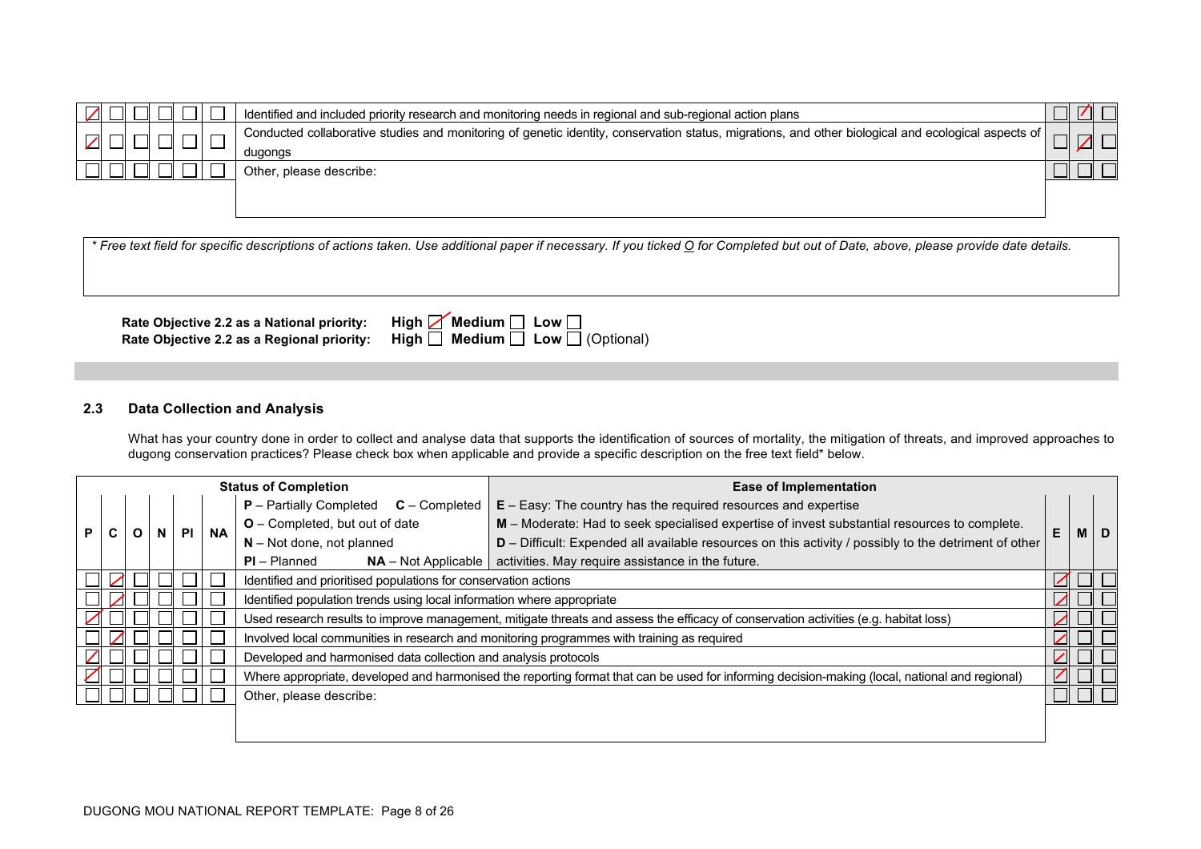| P | C | O | N | Pl | NA | | E | M | D |
|---|---|---|---|---|---|---|---|---|---|
| X | | | | | | Identified and included priority research and monitoring needs in regional and sub-regional action plans | | X | |
| X | | | | | | Conducted collaborative studies and monitoring of genetic identity, conservation status, migrations, and other biological and ecological aspects of dugongs | | X | |
| | | | | | | Other, please describe: | | | |

*\* Free text field for specific descriptions of actions taken. Use additional paper if necessary. If you ticked O for Completed but out of Date, above, please provide date details.*

**Rate Objective 2.2 as a National priority:** **High** ☒ **Medium** ☐ **Low** ☐
**Rate Objective 2.2 as a Regional priority:** **High** ☐ **Medium** ☐ **Low** ☐ (Optional)

### 2.3 Data Collection and Analysis

What has your country done in order to collect and analyse data that supports the identification of sources of mortality, the mitigation of threats, and improved approaches to dugong conservation practices? Please check box when applicable and provide a specific description on the free text field* below.

| Status of Completion | | | | | | **P** – Partially Completed **C** – Completed<br>**O** – Completed, but out of date<br>**N** – Not done, not planned<br>**Pl** – Planned **NA** – Not Applicable<br><br>**Ease of Implementation**<br>**E** – Easy: The country has the required resources and expertise<br>**M** – Moderate: Had to seek specialised expertise of invest substantial resources to complete.<br>**D** – Difficult: Expended all available resources on this activity / possibly to the detriment of other activities. May require assistance in the future. | | | |
|---|---|---|---|---|---|---|---|---|---|
| **P** | **C** | **O** | **N** | **Pl** | **NA** | | **E** | **M** | **D** |
| | X | | | | | Identified and prioritised populations for conservation actions | X | | |
| | X | | | | | Identified population trends using local information where appropriate | X | | |
| X | | | | | | Used research results to improve management, mitigate threats and assess the efficacy of conservation activities (e.g. habitat loss) | X | | |
| | X | | | | | Involved local communities in research and monitoring programmes with training as required | X | | |
| X | | | | | | Developed and harmonised data collection and analysis protocols | X | | |
| X | | | | | | Where appropriate, developed and harmonised the reporting format that can be used for informing decision-making (local, national and regional) | X | | |
| | | | | | | Other, please describe: | | | |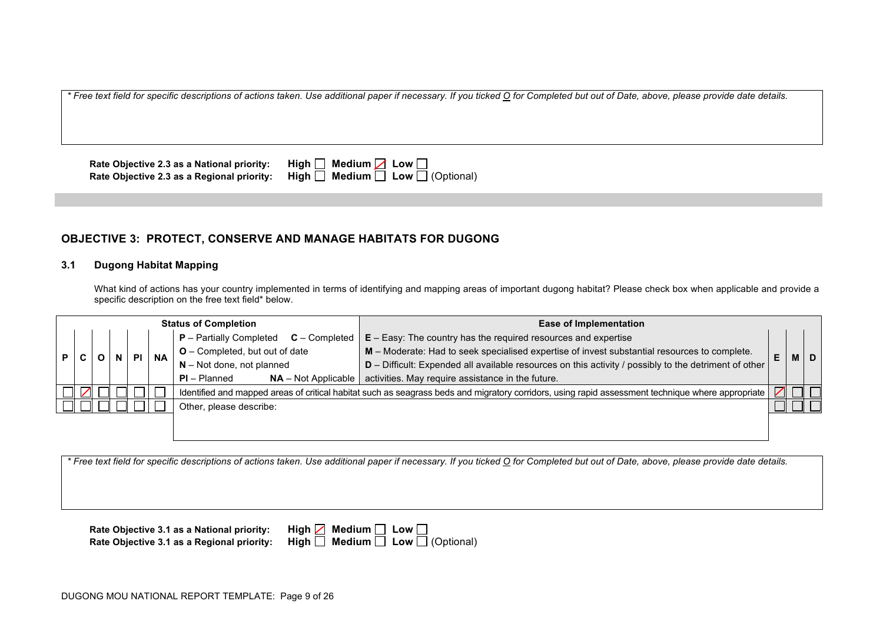*\* Free text field for specific descriptions of actions taken. Use additional paper if necessary. If you ticked O for Completed but out of Date, above, please provide date details.*

**Rate Objective 2.3 as a National priority:** High ☐ Medium ☒ Low ☐
**Rate Objective 2.3 as a Regional priority:** High ☐ Medium ☐ Low ☐ (Optional)

## OBJECTIVE 3: PROTECT, CONSERVE AND MANAGE HABITATS FOR DUGONG

### 3.1 Dugong Habitat Mapping

What kind of actions has your country implemented in terms of identifying and mapping areas of important dugong habitat? Please check box when applicable and provide a specific description on the free text field* below.

| Status of Completion | | | | | | | Ease of Implementation | | | |
|---|---|---|---|---|---|---|---|---|---|---|
| P | C | O | N | PI | NA | **P** – Partially Completed **C** – Completed<br>**O** – Completed, but out of date<br>**N** – Not done, not planned<br>**PI** – Planned **NA** – Not Applicable | **E** – Easy: The country has the required resources and expertise<br>**M** – Moderate: Had to seek specialised expertise of invest substantial resources to complete.<br>**D** – Difficult: Expended all available resources on this activity / possibly to the detriment of other activities. May require assistance in the future. | E | M | D |
| ☐ | ☒ | ☐ | ☐ | ☐ | ☐ | Identified and mapped areas of critical habitat such as seagrass beds and migratory corridors, using rapid assessment technique where appropriate | | ☒ | ☐ | ☐ |
| ☐ | ☐ | ☐ | ☐ | ☐ | ☐ | Other, please describe: | | ☐ | ☐ | ☐ |

*\* Free text field for specific descriptions of actions taken. Use additional paper if necessary. If you ticked O for Completed but out of Date, above, please provide date details.*

**Rate Objective 3.1 as a National priority:** High ☒ Medium ☐ Low ☐
**Rate Objective 3.1 as a Regional priority:** High ☐ Medium ☐ Low ☐ (Optional)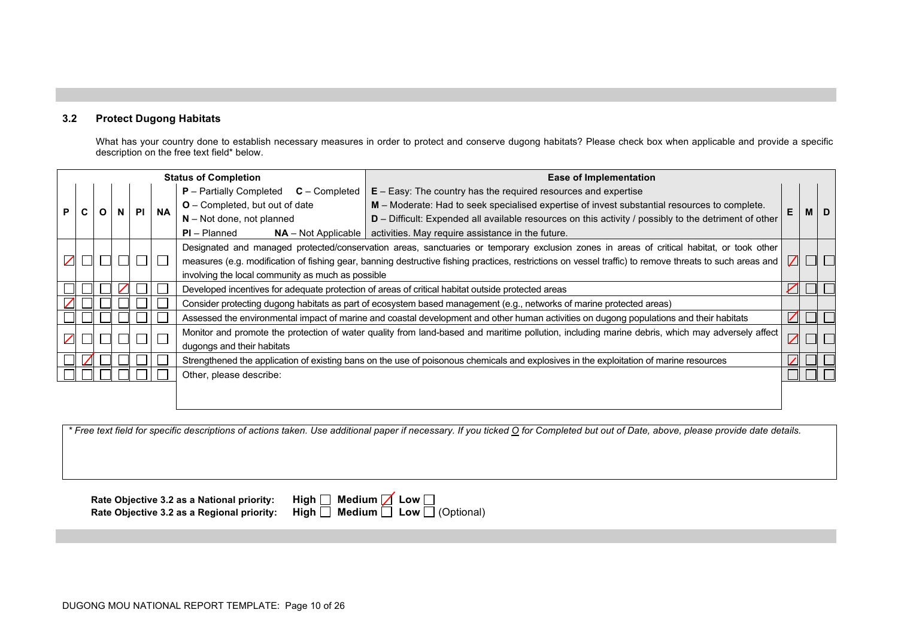### 3.2 Protect Dugong Habitats

What has your country done to establish necessary measures in order to protect and conserve dugong habitats? Please check box when applicable and provide a specific description on the free text field* below.

| Status of Completion | | | | | | | Ease of Implementation | | |
|---|---|---|---|---|---|---|---|---|---|
| P | C | O | N | Pl | NA | **P** – Partially Completed **C** – Completed **O** – Completed, but out of date **N** – Not done, not planned **Pl** – Planned **NA** – Not Applicable / **E** – Easy: The country has the required resources and expertise **M** – Moderate: Had to seek specialised expertise of invest substantial resources to complete. **D** – Difficult: Expended all available resources on this activity / possibly to the detriment of other activities. May require assistance in the future. | E | M | D |
| ☒ | ☐ | ☐ | ☐ | ☐ | ☐ | Designated and managed protected/conservation areas, sanctuaries or temporary exclusion zones in areas of critical habitat, or took other measures (e.g. modification of fishing gear, banning destructive fishing practices, restrictions on vessel traffic) to remove threats to such areas and involving the local community as much as possible | ☒ | ☐ | ☐ |
| ☐ | ☐ | ☐ | ☒ | ☐ | ☐ | Developed incentives for adequate protection of areas of critical habitat outside protected areas | ☒ | ☐ | ☐ |
| ☒ | ☐ | ☐ | ☐ | ☐ | ☐ | Consider protecting dugong habitats as part of ecosystem based management (e.g., networks of marine protected areas) | | | |
| ☐ | ☐ | ☐ | ☐ | ☐ | ☐ | Assessed the environmental impact of marine and coastal development and other human activities on dugong populations and their habitats | ☒ | ☐ | ☐ |
| ☒ | ☐ | ☐ | ☐ | ☐ | ☐ | Monitor and promote the protection of water quality from land-based and maritime pollution, including marine debris, which may adversely affect dugongs and their habitats | ☒ | ☐ | ☐ |
| ☐ | ☒ | ☐ | ☐ | ☐ | ☐ | Strengthened the application of existing bans on the use of poisonous chemicals and explosives in the exploitation of marine resources | ☒ | ☐ | ☐ |
| ☐ | ☐ | ☐ | ☐ | ☐ | ☐ | Other, please describe: | ☐ | ☐ | ☐ |

*\* Free text field for specific descriptions of actions taken. Use additional paper if necessary. If you ticked O for Completed but out of Date, above, please provide date details.*

**Rate Objective 3.2 as a National priority:** **High** ☐ **Medium** ☒ **Low** ☐

**Rate Objective 3.2 as a Regional priority:** **High** ☐ **Medium** ☐ **Low** ☐ (Optional)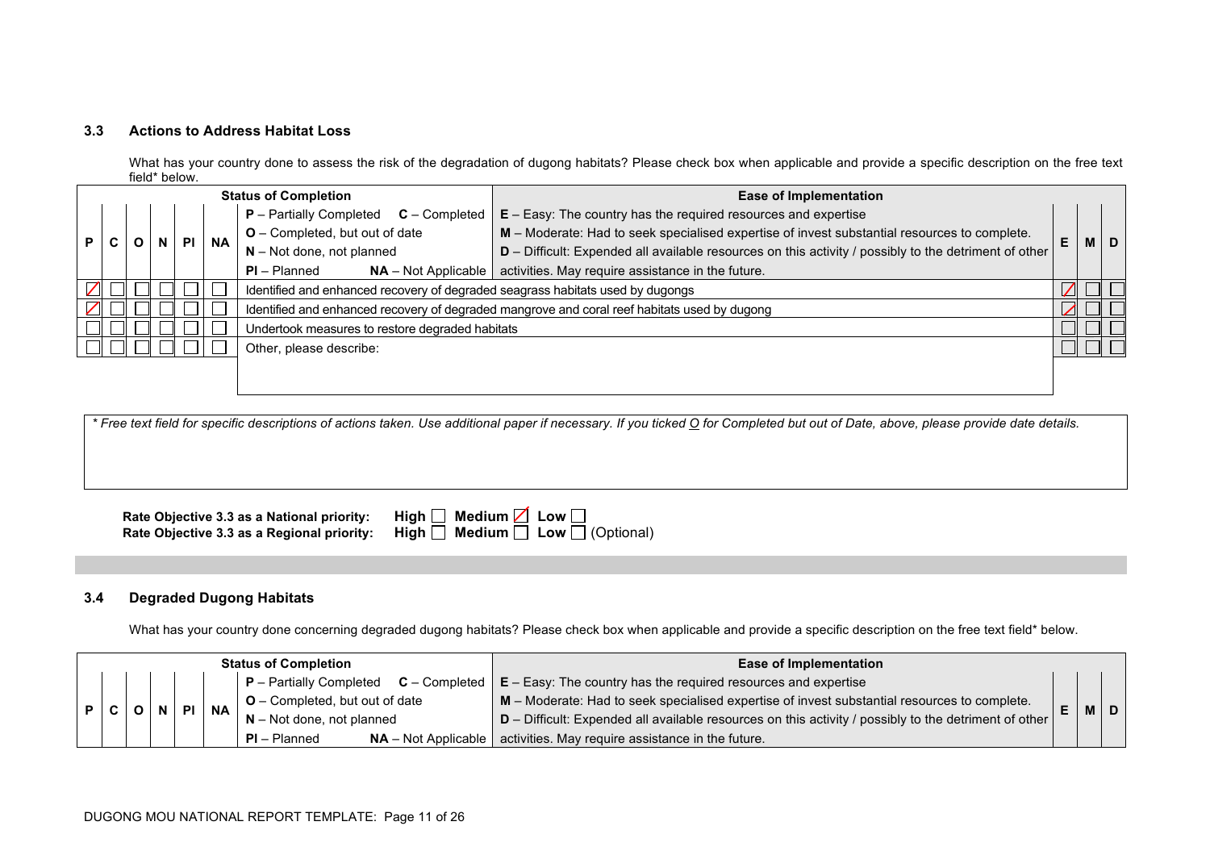### 3.3 Actions to Address Habitat Loss

What has your country done to assess the risk of the degradation of dugong habitats? Please check box when applicable and provide a specific description on the free text field* below.

| P | C | O | N | PI | NA | Status of Completion / Ease of Implementation | E | M | D |
|---|---|---|---|---|---|---|---|---|---|
| | | | | | | **P** – Partially Completed **C** – Completed; **O** – Completed, but out of date; **N** – Not done, not planned; **PI** – Planned **NA** – Not Applicable / **E** – Easy: The country has the required resources and expertise; **M** – Moderate: Had to seek specialised expertise of invest substantial resources to complete.; **D** – Difficult: Expended all available resources on this activity / possibly to the detriment of other activities. May require assistance in the future. | | | |
| ☑ | ☐ | ☐ | ☐ | ☐ | ☐ | Identified and enhanced recovery of degraded seagrass habitats used by dugongs | ☑ | ☐ | ☐ |
| ☑ | ☐ | ☐ | ☐ | ☐ | ☐ | Identified and enhanced recovery of degraded mangrove and coral reef habitats used by dugong | ☑ | ☐ | ☐ |
| ☐ | ☐ | ☐ | ☐ | ☐ | ☐ | Undertook measures to restore degraded habitats | ☐ | ☐ | ☐ |
| ☐ | ☐ | ☐ | ☐ | ☐ | ☐ | Other, please describe: | ☐ | ☐ | ☐ |

*\* Free text field for specific descriptions of actions taken. Use additional paper if necessary. If you ticked O for Completed but out of Date, above, please provide date details.*

**Rate Objective 3.3 as a National priority:** **High** ☐ **Medium** ☑ **Low** ☐
**Rate Objective 3.3 as a Regional priority:** **High** ☐ **Medium** ☐ **Low** ☐ (Optional)

### 3.4 Degraded Dugong Habitats

What has your country done concerning degraded dugong habitats? Please check box when applicable and provide a specific description on the free text field* below.

| P | C | O | N | PI | NA | Status of Completion / Ease of Implementation | E | M | D |
|---|---|---|---|---|---|---|---|---|---|
| | | | | | | **P** – Partially Completed **C** – Completed; **O** – Completed, but out of date; **N** – Not done, not planned; **PI** – Planned **NA** – Not Applicable / **E** – Easy: The country has the required resources and expertise; **M** – Moderate: Had to seek specialised expertise of invest substantial resources to complete.; **D** – Difficult: Expended all available resources on this activity / possibly to the detriment of other activities. May require assistance in the future. | | | |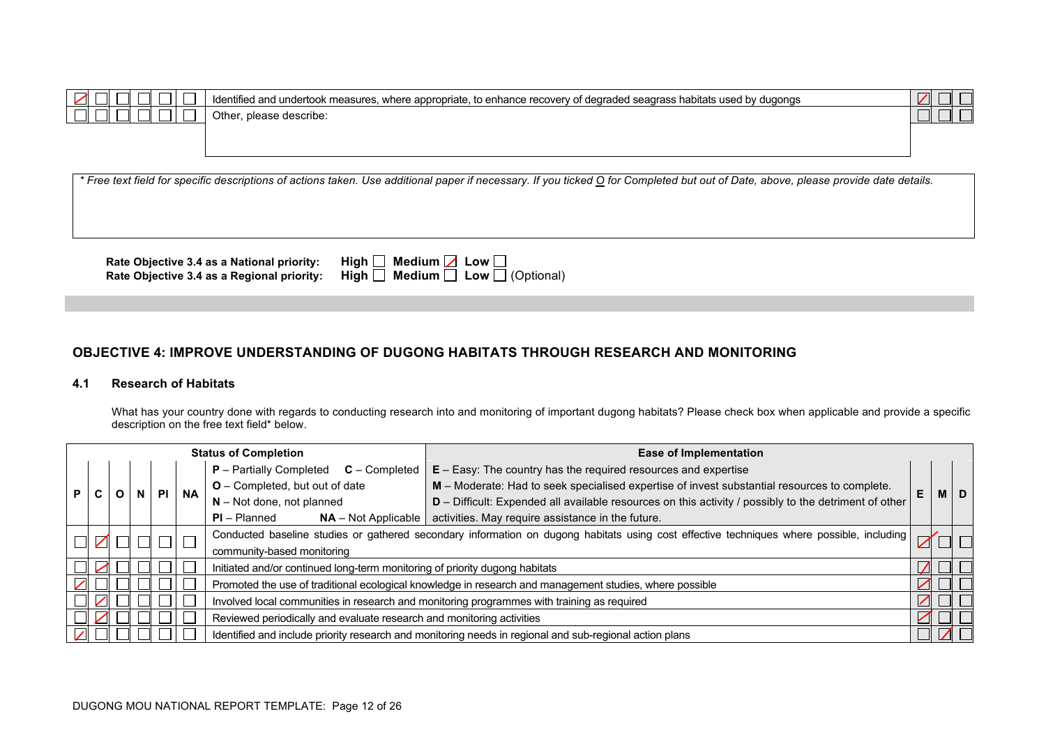| P | C | O | N | PI | NA | | E | M | D |
|---|---|---|---|---|---|---|---|---|---|
| ☒ | ☐ | ☐ | ☐ | ☐ | ☐ | Identified and undertook measures, where appropriate, to enhance recovery of degraded seagrass habitats used by dugongs | ☒ | ☐ | ☐ |
| ☐ | ☐ | ☐ | ☐ | ☐ | ☐ | Other, please describe: | ☐ | ☐ | ☐ |

*\* Free text field for specific descriptions of actions taken. Use additional paper if necessary. If you ticked O for Completed but out of Date, above, please provide date details.*

**Rate Objective 3.4 as a National priority:** **High** ☐ **Medium** ☒ **Low** ☐

**Rate Objective 3.4 as a Regional priority:** **High** ☐ **Medium** ☐ **Low** ☐ (Optional)

## OBJECTIVE 4: IMPROVE UNDERSTANDING OF DUGONG HABITATS THROUGH RESEARCH AND MONITORING

### 4.1 Research of Habitats

What has your country done with regards to conducting research into and monitoring of important dugong habitats? Please check box when applicable and provide a specific description on the free text field* below.

| Status of Completion | | | | | | | Ease of Implementation | | |
|---|---|---|---|---|---|---|---|---|---|
| P | C | O | N | PI | NA | **P** – Partially Completed **C** – Completed<br>**O** – Completed, but out of date<br>**N** – Not done, not planned<br>**PI** – Planned **NA** – Not Applicable<br>**E** – Easy: The country has the required resources and expertise<br>**M** – Moderate: Had to seek specialised expertise of invest substantial resources to complete.<br>**D** – Difficult: Expended all available resources on this activity / possibly to the detriment of other activities. May require assistance in the future. | E | M | D |
| ☐ | ☒ | ☐ | ☐ | ☐ | ☐ | Conducted baseline studies or gathered secondary information on dugong habitats using cost effective techniques where possible, including community-based monitoring | ☒ | ☐ | ☐ |
| ☐ | ☒ | ☐ | ☐ | ☐ | ☐ | Initiated and/or continued long-term monitoring of priority dugong habitats | ☒ | ☐ | ☐ |
| ☒ | ☐ | ☐ | ☐ | ☐ | ☐ | Promoted the use of traditional ecological knowledge in research and management studies, where possible | ☒ | ☐ | ☐ |
| ☐ | ☒ | ☐ | ☐ | ☐ | ☐ | Involved local communities in research and monitoring programmes with training as required | ☒ | ☐ | ☐ |
| ☐ | ☒ | ☐ | ☐ | ☐ | ☐ | Reviewed periodically and evaluate research and monitoring activities | ☒ | ☐ | ☐ |
| ☒ | ☐ | ☐ | ☐ | ☐ | ☐ | Identified and include priority research and monitoring needs in regional and sub-regional action plans | ☐ | ☒ | ☐ |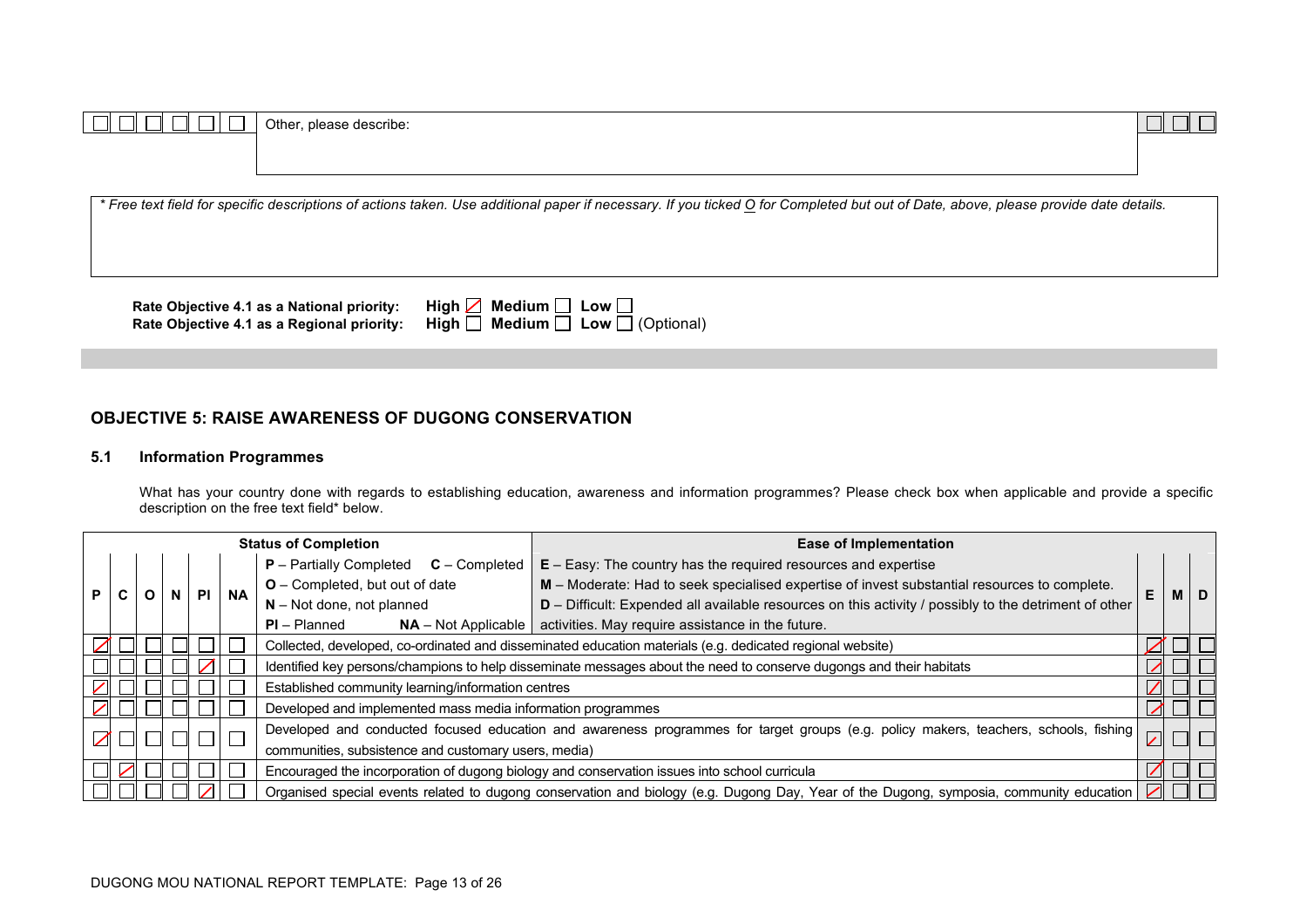| P | C | O | N | PI | NA | | E | M | D |
|---|---|---|---|---|---|---|---|---|---|
| ☐ | ☐ | ☐ | ☐ | ☐ | ☐ | Other, please describe: | ☐ | ☐ | ☐ |

*\* Free text field for specific descriptions of actions taken. Use additional paper if necessary. If you ticked O for Completed but out of Date, above, please provide date details.*

**Rate Objective 4.1 as a National priority:** **High** ☑ **Medium** ☐ **Low** ☐

**Rate Objective 4.1 as a Regional priority:** **High** ☐ **Medium** ☐ **Low** ☐ (Optional)

## OBJECTIVE 5: RAISE AWARENESS OF DUGONG CONSERVATION

### 5.1 Information Programmes

What has your country done with regards to establishing education, awareness and information programmes? Please check box when applicable and provide a specific description on the free text field* below.

| **Status of Completion** | | | | | | | **Ease of Implementation** | | |
|---|---|---|---|---|---|---|---|---|---|
| | | | | | | **P** – Partially Completed **C** – Completed<br>**O** – Completed, but out of date<br>**N** – Not done, not planned<br>**PI** – Planned **NA** – Not Applicable | **E** – Easy: The country has the required resources and expertise<br>**M** – Moderate: Had to seek specialised expertise of invest substantial resources to complete.<br>**D** – Difficult: Expended all available resources on this activity / possibly to the detriment of other activities. May require assistance in the future. | | |
| **P** | **C** | **O** | **N** | **PI** | **NA** | | **E** | **M** | **D** |
| ☑ | ☐ | ☐ | ☐ | ☐ | ☐ | Collected, developed, co-ordinated and disseminated education materials (e.g. dedicated regional website) | ☑ | ☐ | ☐ |
| ☐ | ☐ | ☐ | ☐ | ☑ | ☐ | Identified key persons/champions to help disseminate messages about the need to conserve dugongs and their habitats | ☑ | ☐ | ☐ |
| ☑ | ☐ | ☐ | ☐ | ☐ | ☐ | Established community learning/information centres | ☑ | ☐ | ☐ |
| ☑ | ☐ | ☐ | ☐ | ☐ | ☐ | Developed and implemented mass media information programmes | ☑ | ☐ | ☐ |
| ☑ | ☐ | ☐ | ☐ | ☐ | ☐ | Developed and conducted focused education and awareness programmes for target groups (e.g. policy makers, teachers, schools, fishing communities, subsistence and customary users, media) | ☑ | ☐ | ☐ |
| ☐ | ☑ | ☐ | ☐ | ☐ | ☐ | Encouraged the incorporation of dugong biology and conservation issues into school curricula | ☑ | ☐ | ☐ |
| ☐ | ☐ | ☐ | ☐ | ☑ | ☐ | Organised special events related to dugong conservation and biology (e.g. Dugong Day, Year of the Dugong, symposia, community education | ☑ | ☐ | ☐ |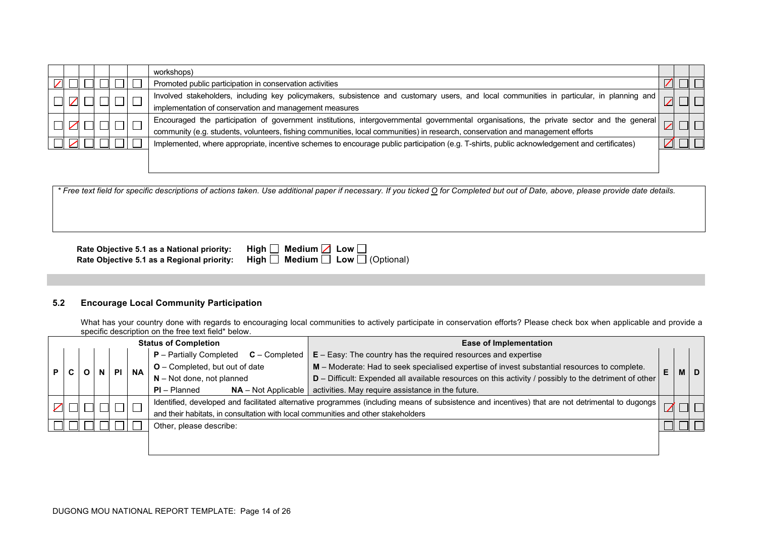| P | C | O | N | PI | NA | | E | M | D |
|---|---|---|---|---|---|---|---|---|---|
| | | | | | | workshops) | | | |
| ☒ | ☐ | ☐ | ☐ | ☐ | ☐ | Promoted public participation in conservation activities | ☒ | ☐ | ☐ |
| ☐ | ☒ | ☐ | ☐ | ☐ | ☐ | Involved stakeholders, including key policymakers, subsistence and customary users, and local communities in particular, in planning and implementation of conservation and management measures | ☒ | ☐ | ☐ |
| ☐ | ☒ | ☐ | ☐ | ☐ | ☐ | Encouraged the participation of government institutions, intergovernmental governmental organisations, the private sector and the general community (e.g. students, volunteers, fishing communities, local communities) in research, conservation and management efforts | ☒ | ☐ | ☐ |
| ☐ | ☒ | ☐ | ☐ | ☐ | ☐ | Implemented, where appropriate, incentive schemes to encourage public participation (e.g. T-shirts, public acknowledgement and certificates) | ☒ | ☐ | ☐ |
| | | | | | | | | | |

*\* Free text field for specific descriptions of actions taken. Use additional paper if necessary. If you ticked O for Completed but out of Date, above, please provide date details.*

**Rate Objective 5.1 as a National priority:** **High** ☐ **Medium** ☒ **Low** ☐
**Rate Objective 5.1 as a Regional priority:** **High** ☐ **Medium** ☐ **Low** ☐ (Optional)

### 5.2 Encourage Local Community Participation

What has your country done with regards to encouraging local communities to actively participate in conservation efforts? Please check box when applicable and provide a specific description on the free text field* below.

| P | C | O | N | PI | NA | Status of Completion | Ease of Implementation | E | M | D |
|---|---|---|---|---|---|---|---|---|---|---|
| | | | | | | **P** – Partially Completed **C** – Completed<br>**O** – Completed, but out of date<br>**N** – Not done, not planned<br>**PI** – Planned **NA** – Not Applicable | **E** – Easy: The country has the required resources and expertise<br>**M** – Moderate: Had to seek specialised expertise of invest substantial resources to complete.<br>**D** – Difficult: Expended all available resources on this activity / possibly to the detriment of other activities. May require assistance in the future. | | | |
| ☒ | ☐ | ☐ | ☐ | ☐ | ☐ | Identified, developed and facilitated alternative programmes (including means of subsistence and incentives) that are not detrimental to dugongs and their habitats, in consultation with local communities and other stakeholders | | ☒ | ☐ | ☐ |
| ☐ | ☐ | ☐ | ☐ | ☐ | ☐ | Other, please describe: | | ☐ | ☐ | ☐ |
| | | | | | | | | | | |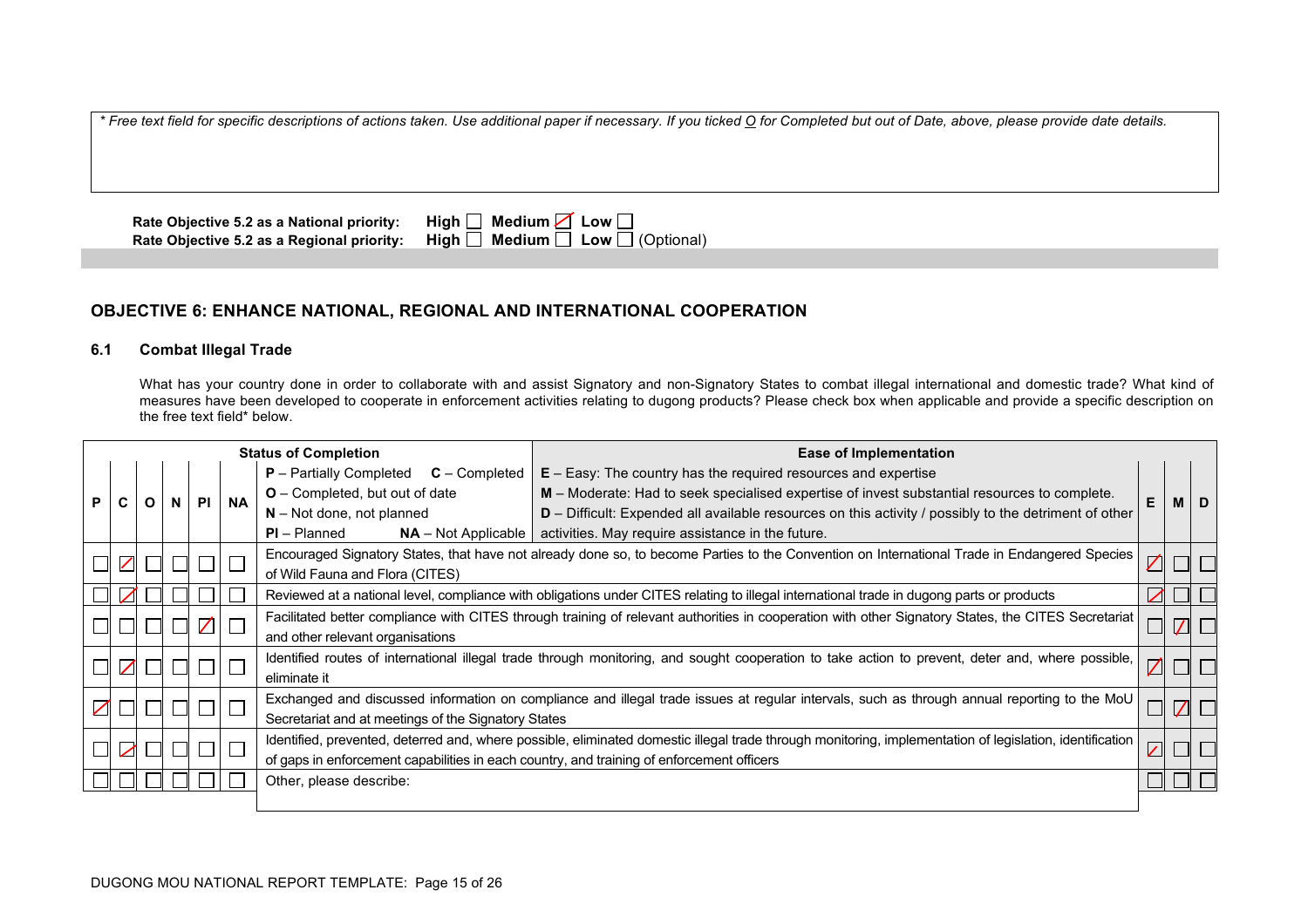*\* Free text field for specific descriptions of actions taken. Use additional paper if necessary. If you ticked O for Completed but out of Date, above, please provide date details.*

**Rate Objective 5.2 as a National priority:** High ☐ Medium ☑ Low ☐
**Rate Objective 5.2 as a Regional priority:** High ☐ Medium ☐ Low ☐ (Optional)

## OBJECTIVE 6: ENHANCE NATIONAL, REGIONAL AND INTERNATIONAL COOPERATION

### 6.1 Combat Illegal Trade

What has your country done in order to collaborate with and assist Signatory and non-Signatory States to combat illegal international and domestic trade? What kind of measures have been developed to cooperate in enforcement activities relating to dugong products? Please check box when applicable and provide a specific description on the free text field* below.

| P | C | O | N | PI | NA | Status of Completion: P – Partially Completed, C – Completed, O – Completed, but out of date, N – Not done, not planned, PI – Planned, NA – Not Applicable / Ease of Implementation: E – Easy: The country has the required resources and expertise; M – Moderate: Had to seek specialised expertise of invest substantial resources to complete; D – Difficult: Expended all available resources on this activity / possibly to the detriment of other activities. May require assistance in the future. | E | M | D |
|---|---|---|---|---|---|---|---|---|---|
| ☐ | ☑ | ☐ | ☐ | ☐ | ☐ | Encouraged Signatory States, that have not already done so, to become Parties to the Convention on International Trade in Endangered Species of Wild Fauna and Flora (CITES) | ☑ | ☐ | ☐ |
| ☐ | ☑ | ☐ | ☐ | ☐ | ☐ | Reviewed at a national level, compliance with obligations under CITES relating to illegal international trade in dugong parts or products | ☑ | ☐ | ☐ |
| ☐ | ☐ | ☐ | ☐ | ☑ | ☐ | Facilitated better compliance with CITES through training of relevant authorities in cooperation with other Signatory States, the CITES Secretariat and other relevant organisations | ☐ | ☑ | ☐ |
| ☐ | ☑ | ☐ | ☐ | ☐ | ☐ | Identified routes of international illegal trade through monitoring, and sought cooperation to take action to prevent, deter and, where possible, eliminate it | ☑ | ☐ | ☐ |
| ☑ | ☐ | ☐ | ☐ | ☐ | ☐ | Exchanged and discussed information on compliance and illegal trade issues at regular intervals, such as through annual reporting to the MoU Secretariat and at meetings of the Signatory States | ☐ | ☑ | ☐ |
| ☐ | ☑ | ☐ | ☐ | ☐ | ☐ | Identified, prevented, deterred and, where possible, eliminated domestic illegal trade through monitoring, implementation of legislation, identification of gaps in enforcement capabilities in each country, and training of enforcement officers | ☑ | ☐ | ☐ |
| ☐ | ☐ | ☐ | ☐ | ☐ | ☐ | Other, please describe: | ☐ | ☐ | ☐ |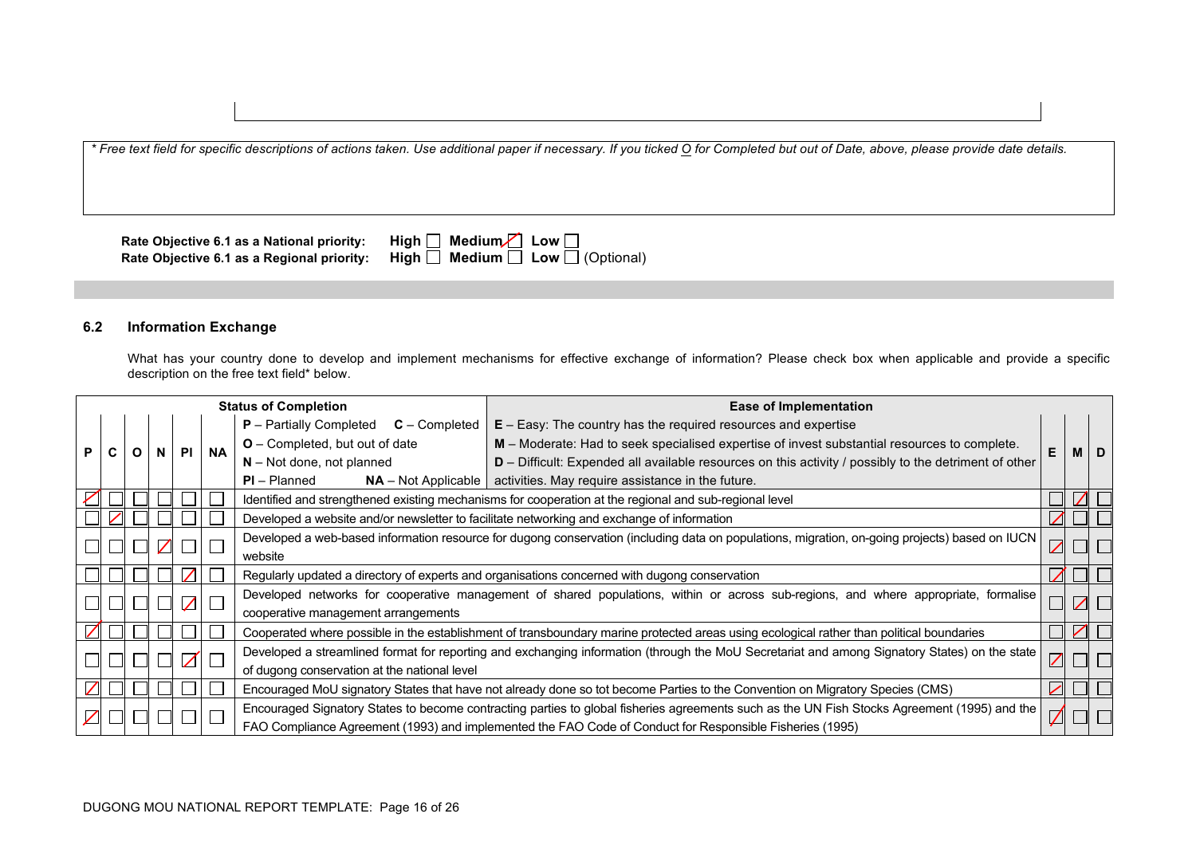*Free text field for specific descriptions of actions taken. Use additional paper if necessary. If you ticked O for Completed but out of Date, above, please provide date details.*

**Rate Objective 6.1 as a National priority:** High ☐ Medium ☑ Low ☐
**Rate Objective 6.1 as a Regional priority:** High ☐ Medium ☐ Low ☐ (Optional)

### 6.2 Information Exchange

What has your country done to develop and implement mechanisms for effective exchange of information? Please check box when applicable and provide a specific description on the free text field* below.

| Status of Completion | | | | | | | Ease of Implementation | | |
|---|---|---|---|---|---|---|---|---|---|
| P | C | O | N | Pl | NA | **P** – Partially Completed **C** – Completed **O** – Completed, but out of date **N** – Not done, not planned **Pl** – Planned **NA** – Not Applicable / **E** – Easy: The country has the required resources and expertise **M** – Moderate: Had to seek specialised expertise of invest substantial resources to complete. **D** – Difficult: Expended all available resources on this activity / possibly to the detriment of other activities. May require assistance in the future. | E | M | D |
| ☑ | ☐ | ☐ | ☐ | ☐ | ☐ | Identified and strengthened existing mechanisms for cooperation at the regional and sub-regional level | ☐ | ☑ | ☐ |
| ☐ | ☑ | ☐ | ☐ | ☐ | ☐ | Developed a website and/or newsletter to facilitate networking and exchange of information | ☑ | ☐ | ☐ |
| ☐ | ☐ | ☐ | ☑ | ☐ | ☐ | Developed a web-based information resource for dugong conservation (including data on populations, migration, on-going projects) based on IUCN website | ☑ | ☐ | ☐ |
| ☐ | ☐ | ☐ | ☐ | ☑ | ☐ | Regularly updated a directory of experts and organisations concerned with dugong conservation | ☑ | ☐ | ☐ |
| ☐ | ☐ | ☐ | ☐ | ☑ | ☐ | Developed networks for cooperative management of shared populations, within or across sub-regions, and where appropriate, formalise cooperative management arrangements | ☐ | ☑ | ☐ |
| ☑ | ☐ | ☐ | ☐ | ☐ | ☐ | Cooperated where possible in the establishment of transboundary marine protected areas using ecological rather than political boundaries | ☐ | ☑ | ☐ |
| ☐ | ☐ | ☐ | ☐ | ☑ | ☐ | Developed a streamlined format for reporting and exchanging information (through the MoU Secretariat and among Signatory States) on the state of dugong conservation at the national level | ☑ | ☐ | ☐ |
| ☑ | ☐ | ☐ | ☐ | ☐ | ☐ | Encouraged MoU signatory States that have not already done so tot become Parties to the Convention on Migratory Species (CMS) | ☑ | ☐ | ☐ |
| ☑ | ☐ | ☐ | ☐ | ☐ | ☐ | Encouraged Signatory States to become contracting parties to global fisheries agreements such as the UN Fish Stocks Agreement (1995) and the FAO Compliance Agreement (1993) and implemented the FAO Code of Conduct for Responsible Fisheries (1995) | ☑ | ☐ | ☐ |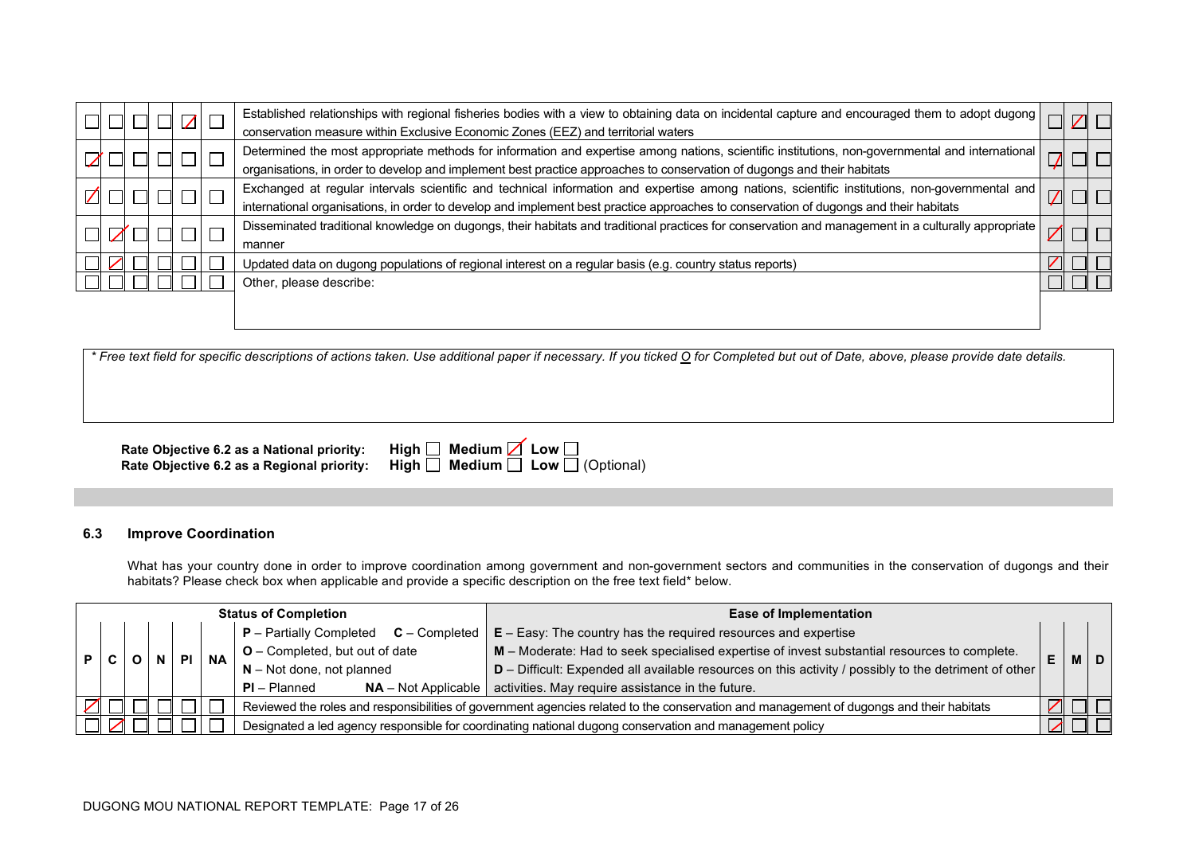| P | C | O | N | Pl | NA | | E | M | D |
|---|---|---|---|---|---|---|---|---|---|
| | | | | ☒ | | Established relationships with regional fisheries bodies with a view to obtaining data on incidental capture and encouraged them to adopt dugong conservation measure within Exclusive Economic Zones (EEZ) and territorial waters | | ☒ | |
| ☒ | | | | | | Determined the most appropriate methods for information and expertise among nations, scientific institutions, non-governmental and international organisations, in order to develop and implement best practice approaches to conservation of dugongs and their habitats | ☒ | | |
| ☒ | | | | | | Exchanged at regular intervals scientific and technical information and expertise among nations, scientific institutions, non-governmental and international organisations, in order to develop and implement best practice approaches to conservation of dugongs and their habitats | ☒ | | |
| | ☒ | | | | | Disseminated traditional knowledge on dugongs, their habitats and traditional practices for conservation and management in a culturally appropriate manner | ☒ | | |
| | ☒ | | | | | Updated data on dugong populations of regional interest on a regular basis (e.g. country status reports) | ☒ | | |
| | | | | | | Other, please describe: | | | |

*\* Free text field for specific descriptions of actions taken. Use additional paper if necessary. If you ticked O for Completed but out of Date, above, please provide date details.*

**Rate Objective 6.2 as a National priority:** High ☐ Medium ☒ Low ☐
**Rate Objective 6.2 as a Regional priority:** High ☐ Medium ☐ Low ☐ (Optional)

### 6.3 Improve Coordination

What has your country done in order to improve coordination among government and non-government sectors and communities in the conservation of dugongs and their habitats? Please check box when applicable and provide a specific description on the free text field* below.

| P | C | O | N | Pl | NA | **Status of Completion**<br>**P** – Partially Completed **C** – Completed<br>**O** – Completed, but out of date<br>**N** – Not done, not planned<br>**Pl** – Planned **NA** – Not Applicable<br><br>**Ease of Implementation**<br>**E** – Easy: The country has the required resources and expertise<br>**M** – Moderate: Had to seek specialised expertise of invest substantial resources to complete.<br>**D** – Difficult: Expended all available resources on this activity / possibly to the detriment of other activities. May require assistance in the future. | E | M | D |
|---|---|---|---|---|---|---|---|---|---|
| ☒ | | | | | | Reviewed the roles and responsibilities of government agencies related to the conservation and management of dugongs and their habitats | ☒ | | |
| | ☒ | | | | | Designated a led agency responsible for coordinating national dugong conservation and management policy | ☒ | | |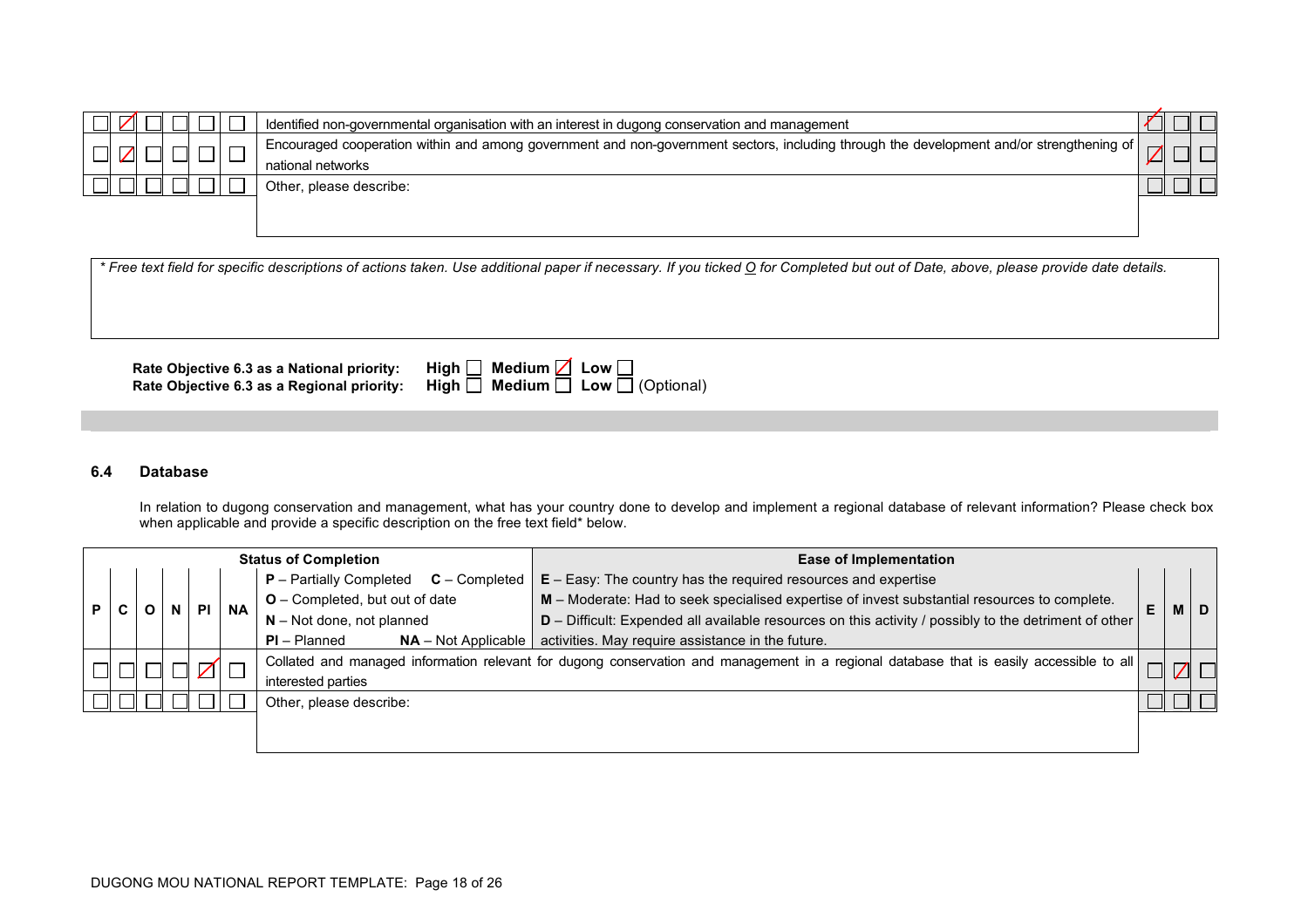| P | C | O | N | Pl | NA | | E | M | D |
|---|---|---|---|---|---|---|---|---|---|
| ☐ | ☒ | ☐ | ☐ | ☐ | ☐ | Identified non-governmental organisation with an interest in dugong conservation and management | ☒ | ☐ | ☐ |
| ☐ | ☒ | ☐ | ☐ | ☐ | ☐ | Encouraged cooperation within and among government and non-government sectors, including through the development and/or strengthening of national networks | ☒ | ☐ | ☐ |
| ☐ | ☐ | ☐ | ☐ | ☐ | ☐ | Other, please describe: | ☐ | ☐ | ☐ |

*\* Free text field for specific descriptions of actions taken. Use additional paper if necessary. If you ticked O for Completed but out of Date, above, please provide date details.*

**Rate Objective 6.3 as a National priority:** **High** ☐ **Medium** ☒ **Low** ☐
**Rate Objective 6.3 as a Regional priority:** **High** ☐ **Medium** ☐ **Low** ☐ (Optional)

### 6.4 Database

In relation to dugong conservation and management, what has your country done to develop and implement a regional database of relevant information? Please check box when applicable and provide a specific description on the free text field* below.

| Status of Completion | | | | | | | Ease of Implementation | | |
|---|---|---|---|---|---|---|---|---|---|
| P | C | O | N | Pl | NA | **P** – Partially Completed **C** – Completed<br>**O** – Completed, but out of date<br>**N** – Not done, not planned<br>**Pl** – Planned **NA** – Not Applicable<br>**E** – Easy: The country has the required resources and expertise<br>**M** – Moderate: Had to seek specialised expertise of invest substantial resources to complete.<br>**D** – Difficult: Expended all available resources on this activity / possibly to the detriment of other activities. May require assistance in the future. | E | M | D |
| ☐ | ☐ | ☐ | ☐ | ☒ | ☐ | Collated and managed information relevant for dugong conservation and management in a regional database that is easily accessible to all interested parties | ☐ | ☒ | ☐ |
| ☐ | ☐ | ☐ | ☐ | ☐ | ☐ | Other, please describe: | ☐ | ☐ | ☐ |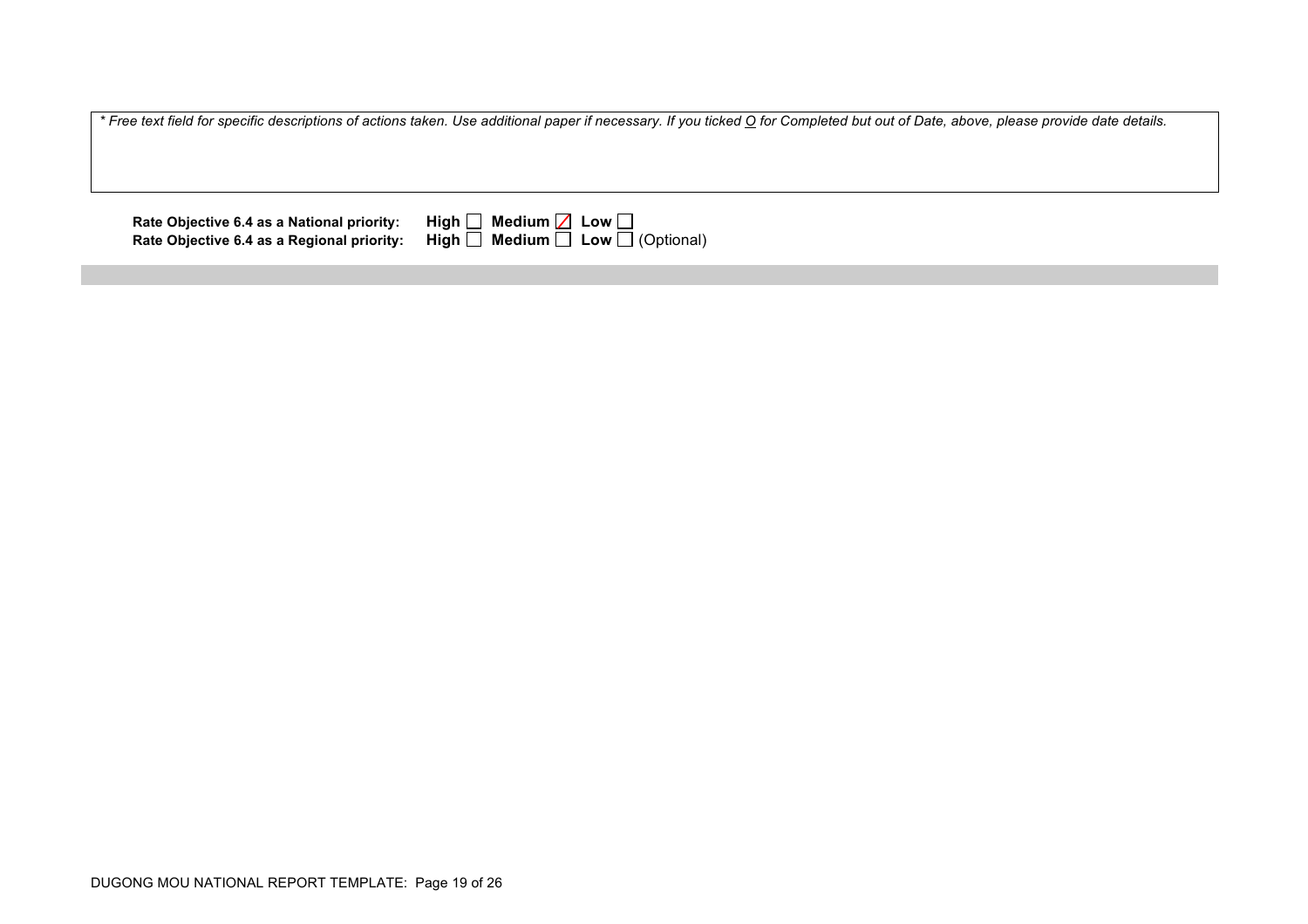*\* Free text field for specific descriptions of actions taken. Use additional paper if necessary. If you ticked O for Completed but out of Date, above, please provide date details.*

**Rate Objective 6.4 as a National priority:** **High** ☐ **Medium** ☑ **Low** ☐

**Rate Objective 6.4 as a Regional priority:** **High** ☐ **Medium** ☐ **Low** ☐ (Optional)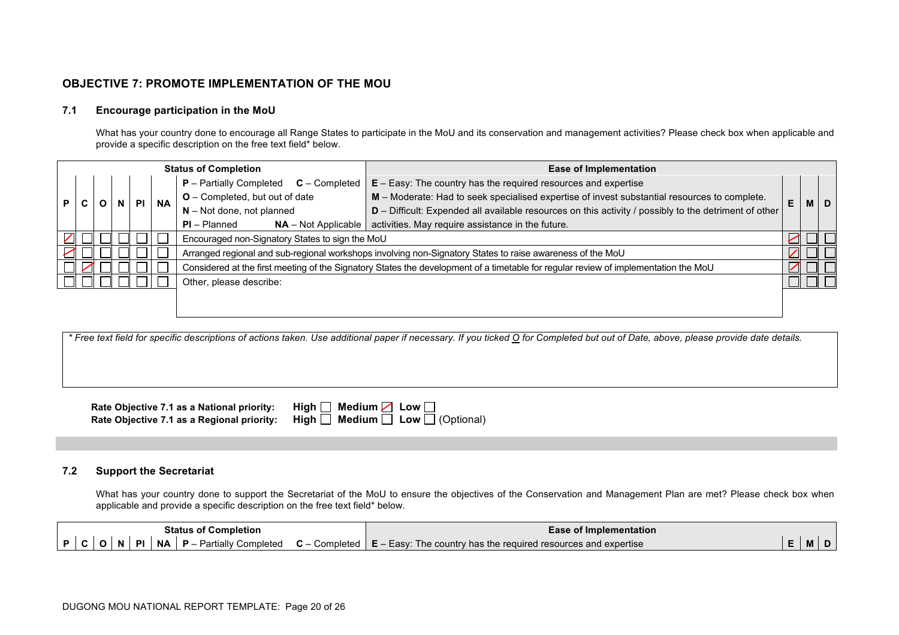## OBJECTIVE 7: PROMOTE IMPLEMENTATION OF THE MOU

### 7.1 Encourage participation in the MoU

What has your country done to encourage all Range States to participate in the MoU and its conservation and management activities? Please check box when applicable and provide a specific description on the free text field* below.

| P | C | O | N | PI | NA | **Status of Completion**<br>**P** – Partially Completed **C** – Completed<br>**O** – Completed, but out of date<br>**N** – Not done, not planned<br>**PI** – Planned **NA** – Not Applicable | **Ease of Implementation**<br>**E** – Easy: The country has the required resources and expertise<br>**M** – Moderate: Had to seek specialised expertise of invest substantial resources to complete.<br>**D** – Difficult: Expended all available resources on this activity / possibly to the detriment of other activities. May require assistance in the future. | E | M | D |
|---|---|---|---|---|---|---|---|---|---|---|
| ☑ | ☐ | ☐ | ☐ | ☐ | ☐ | Encouraged non-Signatory States to sign the MoU | | ☑ | ☐ | ☐ |
| ☑ | ☐ | ☐ | ☐ | ☐ | ☐ | Arranged regional and sub-regional workshops involving non-Signatory States to raise awareness of the MoU | | ☑ | ☐ | ☐ |
| ☐ | ☑ | ☐ | ☐ | ☐ | ☐ | Considered at the first meeting of the Signatory States the development of a timetable for regular review of implementation the MoU | | ☑ | ☐ | ☐ |
| ☐ | ☐ | ☐ | ☐ | ☐ | ☐ | Other, please describe: | | ☐ | ☐ | ☐ |

*\* Free text field for specific descriptions of actions taken. Use additional paper if necessary. If you ticked O for Completed but out of Date, above, please provide date details.*

**Rate Objective 7.1 as a National priority:** High ☐ Medium ☑ Low ☐
**Rate Objective 7.1 as a Regional priority:** High ☐ Medium ☐ Low ☐ (Optional)

### 7.2 Support the Secretariat

What has your country done to support the Secretariat of the MoU to ensure the objectives of the Conservation and Management Plan are met? Please check box when applicable and provide a specific description on the free text field* below.

| P | C | O | N | PI | NA | **Status of Completion**<br>**P** – Partially Completed **C** – Completed | **Ease of Implementation**<br>**E** – Easy: The country has the required resources and expertise | E | M | D |
|---|---|---|---|---|---|---|---|---|---|---|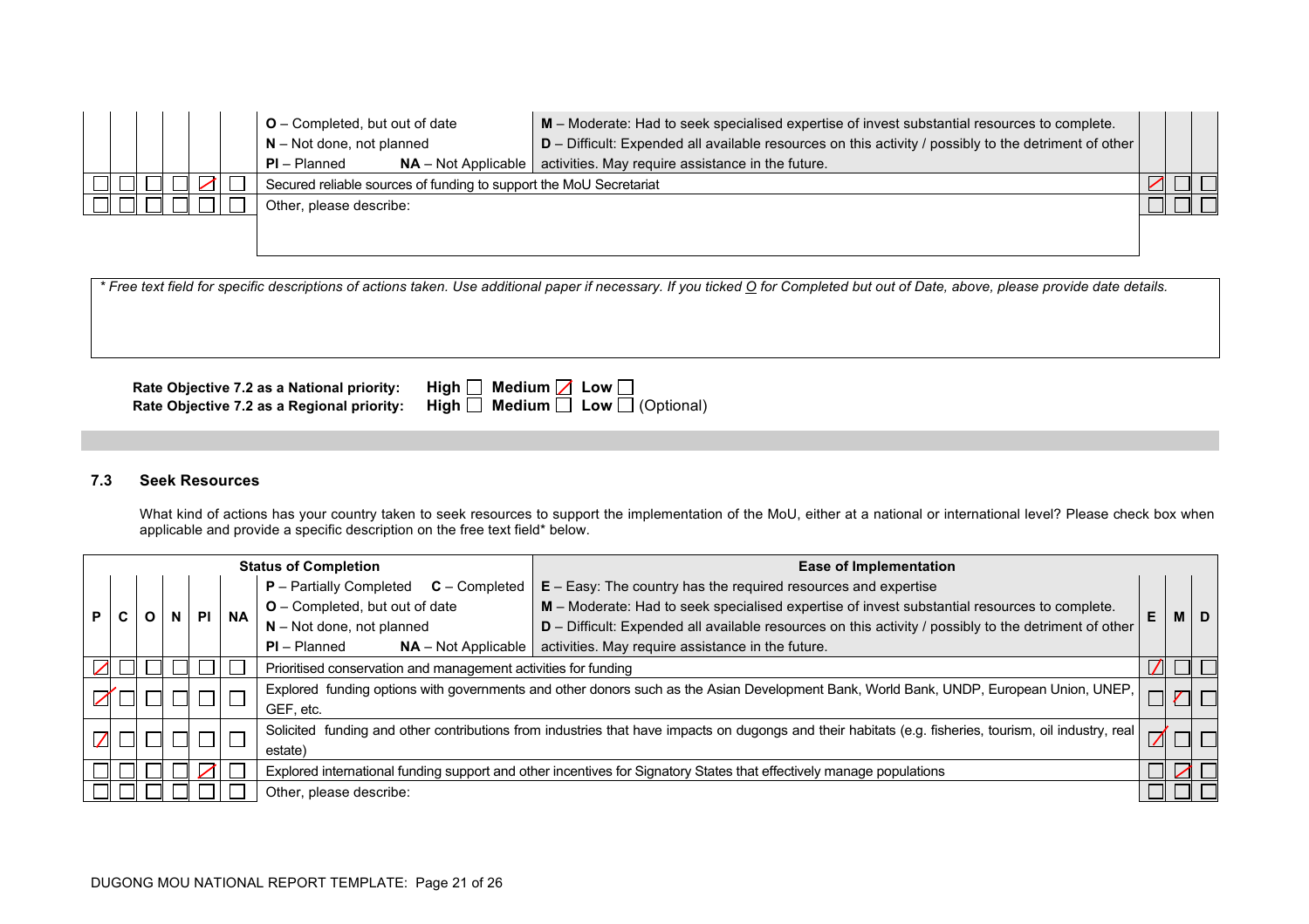| P | C | O | N | Pl | NA | O – Completed, but out of date<br>N – Not done, not planned<br>Pl – Planned NA – Not Applicable | M – Moderate: Had to seek specialised expertise of invest substantial resources to complete.<br>D – Difficult: Expended all available resources on this activity / possibly to the detriment of other activities. May require assistance in the future. | E | M | D |
|---|---|---|---|---|---|---|---|---|---|---|
| ☐ | ☐ | ☐ | ☐ | ☑ | ☐ | Secured reliable sources of funding to support the MoU Secretariat | | ☑ | ☐ | ☐ |
| ☐ | ☐ | ☐ | ☐ | ☐ | ☐ | Other, please describe: | | ☐ | ☐ | ☐ |

*\* Free text field for specific descriptions of actions taken. Use additional paper if necessary. If you ticked O for Completed but out of Date, above, please provide date details.*

**Rate Objective 7.2 as a National priority:** **High** ☐ **Medium** ☑ **Low** ☐
**Rate Objective 7.2 as a Regional priority:** **High** ☐ **Medium** ☐ **Low** ☐ (Optional)

### 7.3 Seek Resources

What kind of actions has your country taken to seek resources to support the implementation of the MoU, either at a national or international level? Please check box when applicable and provide a specific description on the free text field* below.

| **Status of Completion** | | | | | | | **Ease of Implementation** | | | |
|---|---|---|---|---|---|---|---|---|---|---|
| **P** | **C** | **O** | **N** | **Pl** | **NA** | **P** – Partially Completed **C** – Completed<br>**O** – Completed, but out of date<br>**N** – Not done, not planned<br>**Pl** – Planned **NA** – Not Applicable | **E** – Easy: The country has the required resources and expertise<br>**M** – Moderate: Had to seek specialised expertise of invest substantial resources to complete.<br>**D** – Difficult: Expended all available resources on this activity / possibly to the detriment of other activities. May require assistance in the future. | **E** | **M** | **D** |
| ☑ | ☐ | ☐ | ☐ | ☐ | ☐ | Prioritised conservation and management activities for funding | | ☑ | ☐ | ☐ |
| ☑ | ☐ | ☐ | ☐ | ☐ | ☐ | Explored funding options with governments and other donors such as the Asian Development Bank, World Bank, UNDP, European Union, UNEP, GEF, etc. | | ☐ | ☑ | ☐ |
| ☑ | ☐ | ☐ | ☐ | ☐ | ☐ | Solicited funding and other contributions from industries that have impacts on dugongs and their habitats (e.g. fisheries, tourism, oil industry, real estate) | | ☑ | ☐ | ☐ |
| ☐ | ☐ | ☐ | ☐ | ☑ | ☐ | Explored international funding support and other incentives for Signatory States that effectively manage populations | | ☐ | ☑ | ☐ |
| ☐ | ☐ | ☐ | ☐ | ☐ | ☐ | Other, please describe: | | ☐ | ☐ | ☐ |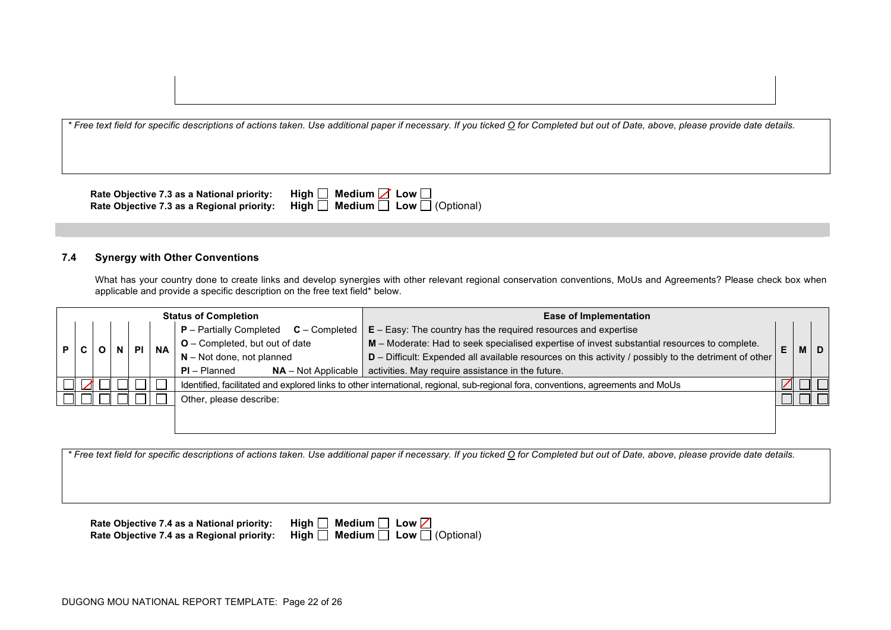* Free text field for specific descriptions of actions taken. Use additional paper if necessary. If you ticked O for Completed but out of Date, above, please provide date details.

**Rate Objective 7.3 as a National priority:** **High** ☐ **Medium** ☑ **Low** ☐
**Rate Objective 7.3 as a Regional priority:** **High** ☐ **Medium** ☐ **Low** ☐ (Optional)

### 7.4 Synergy with Other Conventions

What has your country done to create links and develop synergies with other relevant regional conservation conventions, MoUs and Agreements? Please check box when applicable and provide a specific description on the free text field* below.

| P | C | O | N | Pl | NA | **Status of Completion**<br>**P** – Partially Completed **C** – Completed<br>**O** – Completed, but out of date<br>**N** – Not done, not planned<br>**Pl** – Planned **NA** – Not Applicable | **Ease of Implementation**<br>**E** – Easy: The country has the required resources and expertise<br>**M** – Moderate: Had to seek specialised expertise of invest substantial resources to complete.<br>**D** – Difficult: Expended all available resources on this activity / possibly to the detriment of other activities. May require assistance in the future. | E | M | D |
|---|---|---|---|---|---|---|---|---|---|---|
| ☐ | ☑ | ☐ | ☐ | ☐ | ☐ | Identified, facilitated and explored links to other international, regional, sub-regional fora, conventions, agreements and MoUs | | ☑ | ☐ | ☐ |
| ☐ | ☐ | ☐ | ☐ | ☐ | ☐ | Other, please describe: | | ☐ | ☐ | ☐ |

* Free text field for specific descriptions of actions taken. Use additional paper if necessary. If you ticked O for Completed but out of Date, above, please provide date details.

**Rate Objective 7.4 as a National priority:** **High** ☐ **Medium** ☐ **Low** ☑
**Rate Objective 7.4 as a Regional priority:** **High** ☐ **Medium** ☐ **Low** ☐ (Optional)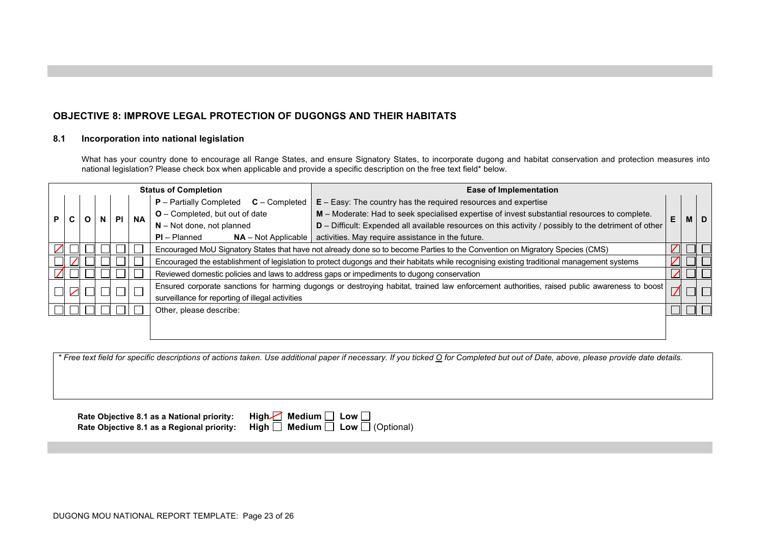## OBJECTIVE 8: IMPROVE LEGAL PROTECTION OF DUGONGS AND THEIR HABITATS

### 8.1 Incorporation into national legislation

What has your country done to encourage all Range States, and ensure Signatory States, to incorporate dugong and habitat conservation and protection measures into national legislation? Please check box when applicable and provide a specific description on the free text field* below.

| Status of Completion | | | | | | | Ease of Implementation | | | |
|---|---|---|---|---|---|---|---|---|---|---|
| P | C | O | N | PI | NA | **P** – Partially Completed **C** – Completed<br>**O** – Completed, but out of date<br>**N** – Not done, not planned<br>**PI** – Planned **NA** – Not Applicable | **E** – Easy: The country has the required resources and expertise<br>**M** – Moderate: Had to seek specialised expertise of invest substantial resources to complete.<br>**D** – Difficult: Expended all available resources on this activity / possibly to the detriment of other activities. May require assistance in the future. | E | M | D |
| ☒ | ☐ | ☐ | ☐ | ☐ | ☐ | Encouraged MoU Signatory States that have not already done so to become Parties to the Convention on Migratory Species (CMS) | | ☒ | ☐ | ☐ |
| ☐ | ☒ | ☐ | ☐ | ☐ | ☐ | Encouraged the establishment of legislation to protect dugongs and their habitats while recognising existing traditional management systems | | ☒ | ☐ | ☐ |
| ☒ | ☐ | ☐ | ☐ | ☐ | ☐ | Reviewed domestic policies and laws to address gaps or impediments to dugong conservation | | ☒ | ☐ | ☐ |
| ☐ | ☒ | ☐ | ☐ | ☐ | ☐ | Ensured corporate sanctions for harming dugongs or destroying habitat, trained law enforcement authorities, raised public awareness to boost surveillance for reporting of illegal activities | | ☒ | ☐ | ☐ |
| ☐ | ☐ | ☐ | ☐ | ☐ | ☐ | Other, please describe: | | ☐ | ☐ | ☐ |

*\* Free text field for specific descriptions of actions taken. Use additional paper if necessary. If you ticked O for Completed but out of Date, above, please provide date details.*

**Rate Objective 8.1 as a National priority:** **High** ☒ **Medium** ☐ **Low** ☐

**Rate Objective 8.1 as a Regional priority:** **High** ☐ **Medium** ☐ **Low** ☐ (Optional)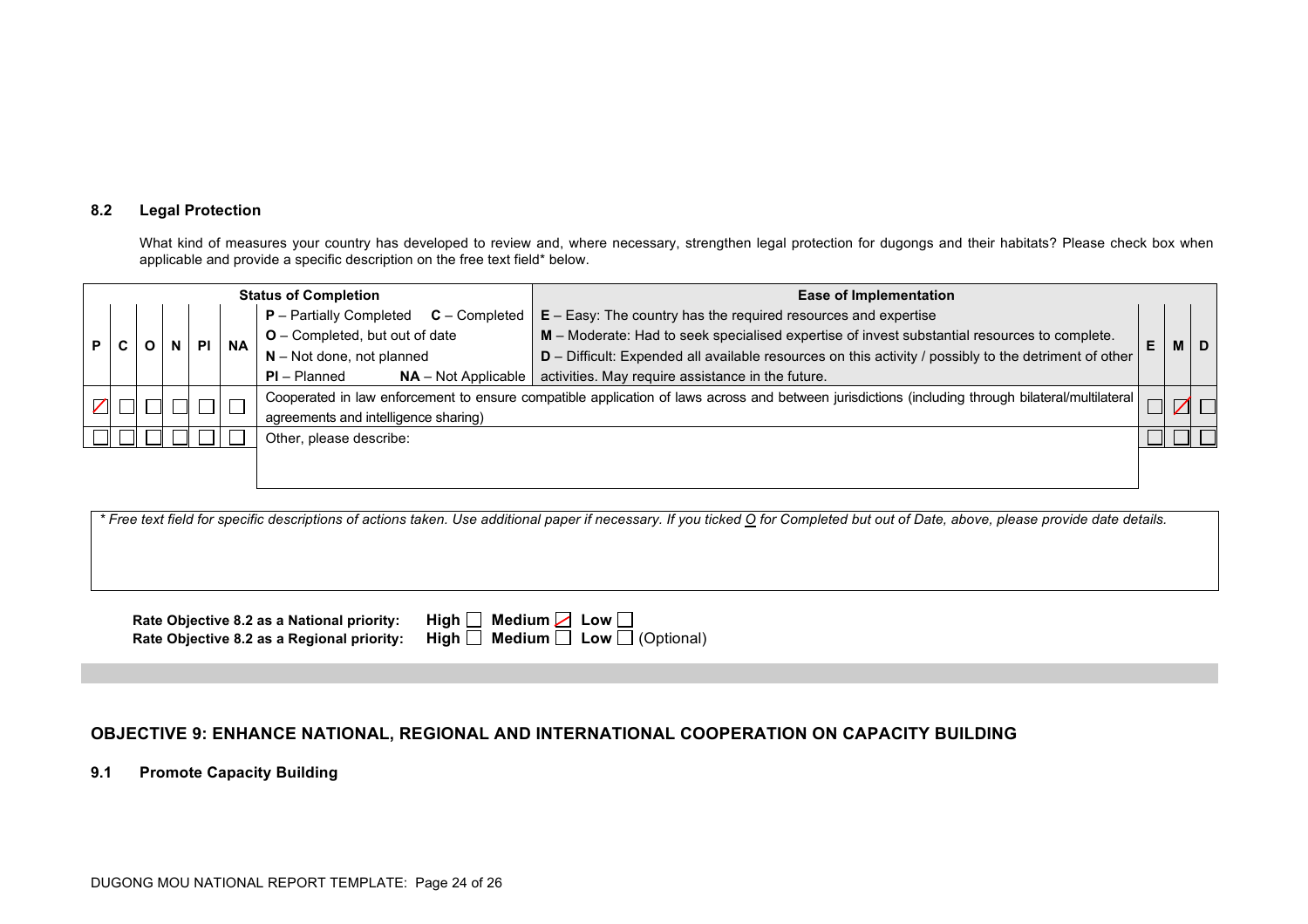### 8.2 Legal Protection

What kind of measures your country has developed to review and, where necessary, strengthen legal protection for dugongs and their habitats? Please check box when applicable and provide a specific description on the free text field* below.

| P | C | O | N | Pl | NA | **Status of Completion**<br>**P** – Partially Completed **C** – Completed<br>**O** – Completed, but out of date<br>**N** – Not done, not planned<br>**Pl** – Planned **NA** – Not Applicable | **Ease of Implementation**<br>**E** – Easy: The country has the required resources and expertise<br>**M** – Moderate: Had to seek specialised expertise of invest substantial resources to complete.<br>**D** – Difficult: Expended all available resources on this activity / possibly to the detriment of other activities. May require assistance in the future. | E | M | D |
|---|---|---|---|---|---|---|---|---|---|---|
| ☑ | ☐ | ☐ | ☐ | ☐ | ☐ | Cooperated in law enforcement to ensure compatible application of laws across and between jurisdictions (including through bilateral/multilateral agreements and intelligence sharing) | | ☐ | ☑ | ☐ |
| ☐ | ☐ | ☐ | ☐ | ☐ | ☐ | Other, please describe: | | ☐ | ☐ | ☐ |

*\* Free text field for specific descriptions of actions taken. Use additional paper if necessary. If you ticked O for Completed but out of Date, above, please provide date details.*

**Rate Objective 8.2 as a National priority:** **High** ☐ **Medium** ☑ **Low** ☐
**Rate Objective 8.2 as a Regional priority:** **High** ☐ **Medium** ☐ **Low** ☐ (Optional)

## OBJECTIVE 9: ENHANCE NATIONAL, REGIONAL AND INTERNATIONAL COOPERATION ON CAPACITY BUILDING

### 9.1 Promote Capacity Building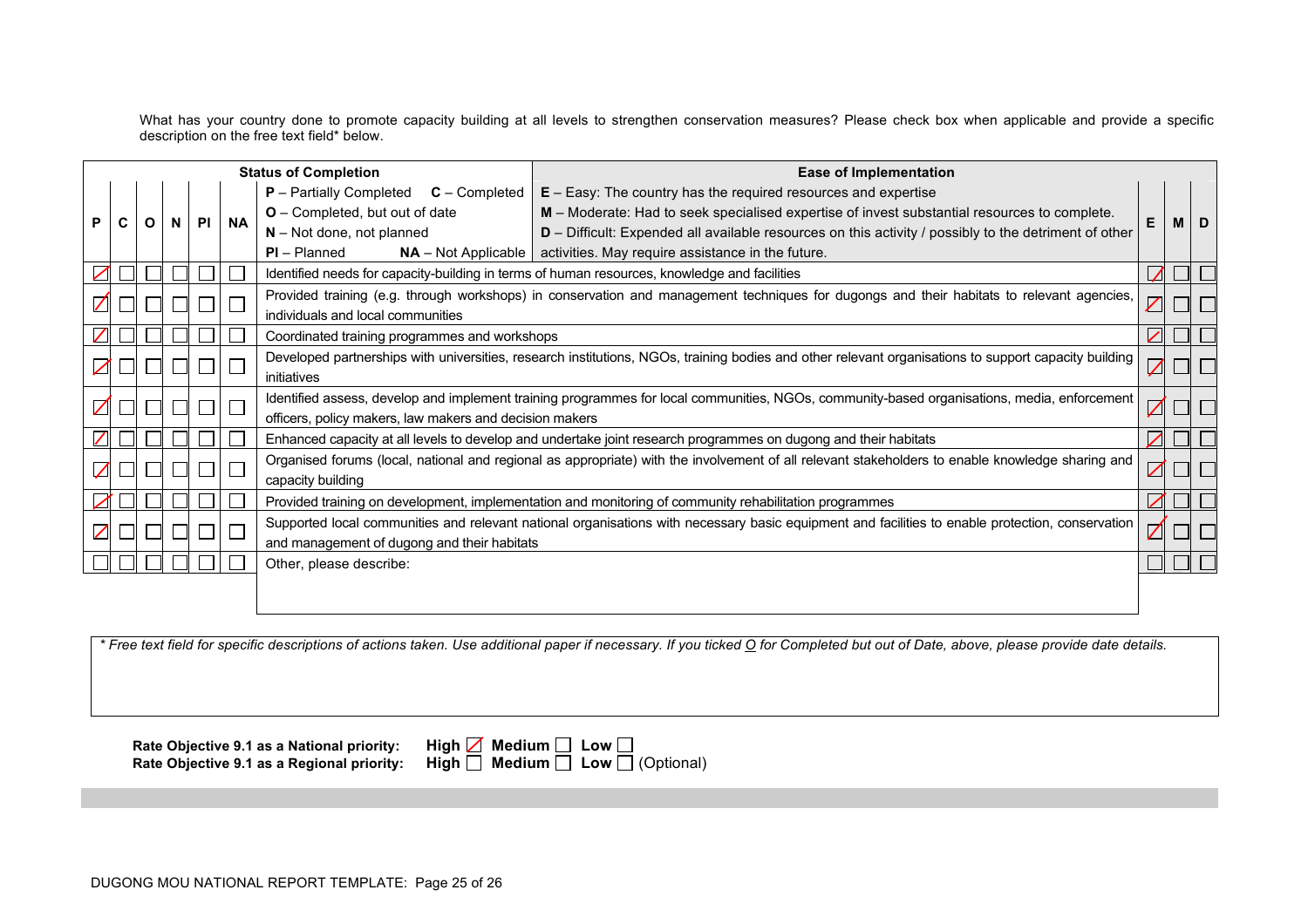What has your country done to promote capacity building at all levels to strengthen conservation measures? Please check box when applicable and provide a specific description on the free text field* below.

| P | C | O | N | PI | NA | Status of Completion: **P** – Partially Completed **C** – Completed **O** – Completed, but out of date **N** – Not done, not planned **PI** – Planned **NA** – Not Applicable / Ease of Implementation: **E** – Easy: The country has the required resources and expertise **M** – Moderate: Had to seek specialised expertise of invest substantial resources to complete. **D** – Difficult: Expended all available resources on this activity / possibly to the detriment of other activities. May require assistance in the future. | E | M | D |
|---|---|---|---|---|---|---|---|---|---|
| ☒ | ☐ | ☐ | ☐ | ☐ | ☐ | Identified needs for capacity-building in terms of human resources, knowledge and facilities | ☒ | ☐ | ☐ |
| ☒ | ☐ | ☐ | ☐ | ☐ | ☐ | Provided training (e.g. through workshops) in conservation and management techniques for dugongs and their habitats to relevant agencies, individuals and local communities | ☒ | ☐ | ☐ |
| ☒ | ☐ | ☐ | ☐ | ☐ | ☐ | Coordinated training programmes and workshops | ☒ | ☐ | ☐ |
| ☒ | ☐ | ☐ | ☐ | ☐ | ☐ | Developed partnerships with universities, research institutions, NGOs, training bodies and other relevant organisations to support capacity building initiatives | ☒ | ☐ | ☐ |
| ☒ | ☐ | ☐ | ☐ | ☐ | ☐ | Identified assess, develop and implement training programmes for local communities, NGOs, community-based organisations, media, enforcement officers, policy makers, law makers and decision makers | ☒ | ☐ | ☐ |
| ☒ | ☐ | ☐ | ☐ | ☐ | ☐ | Enhanced capacity at all levels to develop and undertake joint research programmes on dugong and their habitats | ☒ | ☐ | ☐ |
| ☒ | ☐ | ☐ | ☐ | ☐ | ☐ | Organised forums (local, national and regional as appropriate) with the involvement of all relevant stakeholders to enable knowledge sharing and capacity building | ☒ | ☐ | ☐ |
| ☒ | ☐ | ☐ | ☐ | ☐ | ☐ | Provided training on development, implementation and monitoring of community rehabilitation programmes | ☒ | ☐ | ☐ |
| ☒ | ☐ | ☐ | ☐ | ☐ | ☐ | Supported local communities and relevant national organisations with necessary basic equipment and facilities to enable protection, conservation and management of dugong and their habitats | ☒ | ☐ | ☐ |
| ☐ | ☐ | ☐ | ☐ | ☐ | ☐ | Other, please describe: | ☐ | ☐ | ☐ |

*\* Free text field for specific descriptions of actions taken. Use additional paper if necessary. If you ticked O for Completed but out of Date, above, please provide date details.*

**Rate Objective 9.1 as a National priority:** **High** ☒ **Medium** ☐ **Low** ☐
**Rate Objective 9.1 as a Regional priority:** **High** ☐ **Medium** ☐ **Low** ☐ (Optional)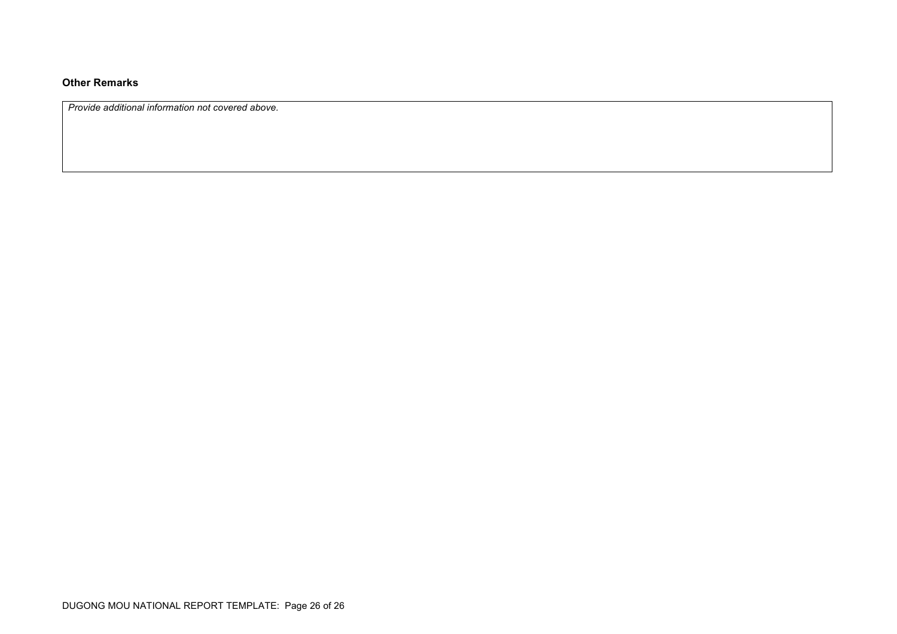**Other Remarks**

| |
|---|
| *Provide additional information not covered above.* |